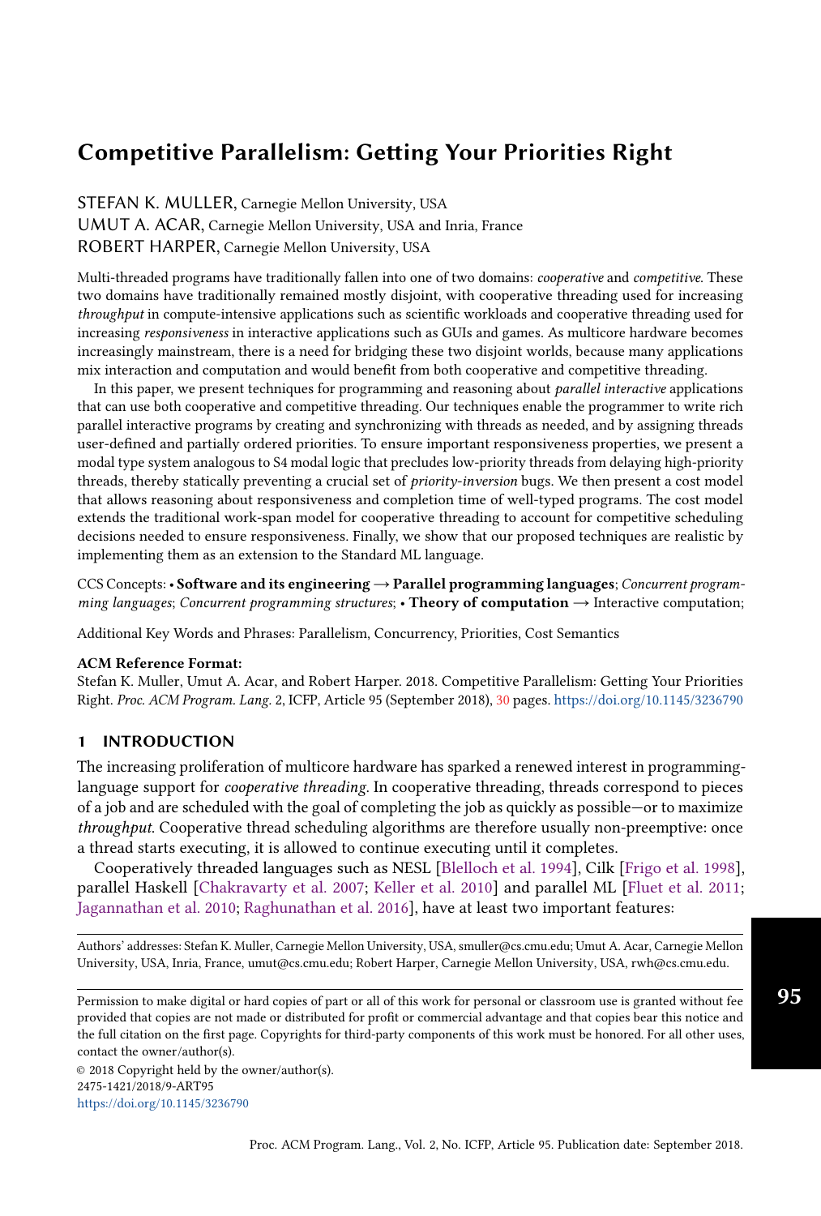# Competitive Parallelism: Getting Your Priorities Right

STEFAN K. MULLER, Carnegie Mellon University, USA
UMUT A. ACAR, Carnegie Mellon University, USA and Inria, France
ROBERT HARPER, Carnegie Mellon University, USA

Multi-threaded programs have traditionally fallen into one of two domains: *cooperative* and *competitive*. These two domains have traditionally remained mostly disjoint, with cooperative threading used for increasing *throughput* in compute-intensive applications such as scientific workloads and cooperative threading used for increasing *responsiveness* in interactive applications such as GUIs and games. As multicore hardware becomes increasingly mainstream, there is a need for bridging these two disjoint worlds, because many applications mix interaction and computation and would benefit from both cooperative and competitive threading.

In this paper, we present techniques for programming and reasoning about *parallel interactive* applications that can use both cooperative and competitive threading. Our techniques enable the programmer to write rich parallel interactive programs by creating and synchronizing with threads as needed, and by assigning threads user-defined and partially ordered priorities. To ensure important responsiveness properties, we present a modal type system analogous to S4 modal logic that precludes low-priority threads from delaying high-priority threads, thereby statically preventing a crucial set of *priority-inversion* bugs. We then present a cost model that allows reasoning about responsiveness and completion time of well-typed programs. The cost model extends the traditional work-span model for cooperative threading to account for competitive scheduling decisions needed to ensure responsiveness. Finally, we show that our proposed techniques are realistic by implementing them as an extension to the Standard ML language.

CCS Concepts: • **Software and its engineering → Parallel programming languages**; *Concurrent programming languages*; *Concurrent programming structures*; • **Theory of computation** → Interactive computation;

Additional Key Words and Phrases: Parallelism, Concurrency, Priorities, Cost Semantics

**ACM Reference Format:**
Stefan K. Muller, Umut A. Acar, and Robert Harper. 2018. Competitive Parallelism: Getting Your Priorities Right. *Proc. ACM Program. Lang.* 2, ICFP, Article 95 (September 2018), 30 pages. https://doi.org/10.1145/3236790

## 1 INTRODUCTION

The increasing proliferation of multicore hardware has sparked a renewed interest in programming-language support for *cooperative threading*. In cooperative threading, threads correspond to pieces of a job and are scheduled with the goal of completing the job as quickly as possible—or to maximize *throughput*. Cooperative thread scheduling algorithms are therefore usually non-preemptive: once a thread starts executing, it is allowed to continue executing until it completes.

Cooperatively threaded languages such as NESL [Blelloch et al. 1994], Cilk [Frigo et al. 1998], parallel Haskell [Chakravarty et al. 2007; Keller et al. 2010] and parallel ML [Fluet et al. 2011; Jagannathan et al. 2010; Raghunathan et al. 2016], have at least two important features:

---

Authors' addresses: Stefan K. Muller, Carnegie Mellon University, USA, smuller@cs.cmu.edu; Umut A. Acar, Carnegie Mellon University, USA, Inria, France, umut@cs.cmu.edu; Robert Harper, Carnegie Mellon University, USA, rwh@cs.cmu.edu.

---

Permission to make digital or hard copies of part or all of this work for personal or classroom use is granted without fee provided that copies are not made or distributed for profit or commercial advantage and that copies bear this notice and the full citation on the first page. Copyrights for third-party components of this work must be honored. For all other uses, contact the owner/author(s).

© 2018 Copyright held by the owner/author(s).
2475-1421/2018/9-ART95
https://doi.org/10.1145/3236790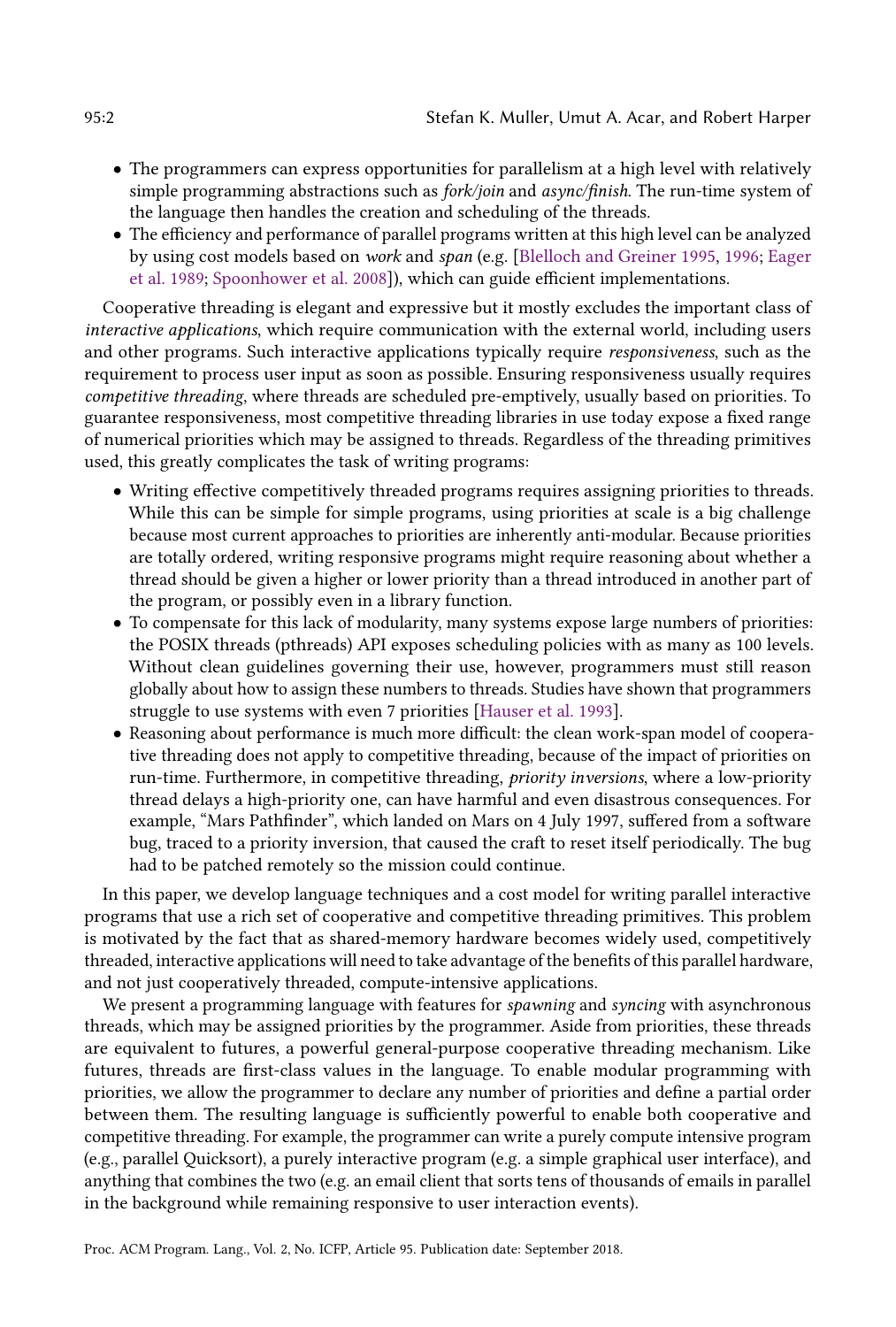- The programmers can express opportunities for parallelism at a high level with relatively simple programming abstractions such as *fork/join* and *async/finish*. The run-time system of the language then handles the creation and scheduling of the threads.
- The efficiency and performance of parallel programs written at this high level can be analyzed by using cost models based on *work* and *span* (e.g. [Blelloch and Greiner 1995, 1996; Eager et al. 1989; Spoonhower et al. 2008]), which can guide efficient implementations.

Cooperative threading is elegant and expressive but it mostly excludes the important class of *interactive applications*, which require communication with the external world, including users and other programs. Such interactive applications typically require *responsiveness*, such as the requirement to process user input as soon as possible. Ensuring responsiveness usually requires *competitive threading*, where threads are scheduled pre-emptively, usually based on priorities. To guarantee responsiveness, most competitive threading libraries in use today expose a fixed range of numerical priorities which may be assigned to threads. Regardless of the threading primitives used, this greatly complicates the task of writing programs:

- Writing effective competitively threaded programs requires assigning priorities to threads. While this can be simple for simple programs, using priorities at scale is a big challenge because most current approaches to priorities are inherently anti-modular. Because priorities are totally ordered, writing responsive programs might require reasoning about whether a thread should be given a higher or lower priority than a thread introduced in another part of the program, or possibly even in a library function.
- To compensate for this lack of modularity, many systems expose large numbers of priorities: the POSIX threads (pthreads) API exposes scheduling policies with as many as 100 levels. Without clean guidelines governing their use, however, programmers must still reason globally about how to assign these numbers to threads. Studies have shown that programmers struggle to use systems with even 7 priorities [Hauser et al. 1993].
- Reasoning about performance is much more difficult: the clean work-span model of cooperative threading does not apply to competitive threading, because of the impact of priorities on run-time. Furthermore, in competitive threading, *priority inversions*, where a low-priority thread delays a high-priority one, can have harmful and even disastrous consequences. For example, "Mars Pathfinder", which landed on Mars on 4 July 1997, suffered from a software bug, traced to a priority inversion, that caused the craft to reset itself periodically. The bug had to be patched remotely so the mission could continue.

In this paper, we develop language techniques and a cost model for writing parallel interactive programs that use a rich set of cooperative and competitive threading primitives. This problem is motivated by the fact that as shared-memory hardware becomes widely used, competitively threaded, interactive applications will need to take advantage of the benefits of this parallel hardware, and not just cooperatively threaded, compute-intensive applications.

We present a programming language with features for *spawning* and *syncing* with asynchronous threads, which may be assigned priorities by the programmer. Aside from priorities, these threads are equivalent to futures, a powerful general-purpose cooperative threading mechanism. Like futures, threads are first-class values in the language. To enable modular programming with priorities, we allow the programmer to declare any number of priorities and define a partial order between them. The resulting language is sufficiently powerful to enable both cooperative and competitive threading. For example, the programmer can write a purely compute intensive program (e.g., parallel Quicksort), a purely interactive program (e.g. a simple graphical user interface), and anything that combines the two (e.g. an email client that sorts tens of thousands of emails in parallel in the background while remaining responsive to user interaction events).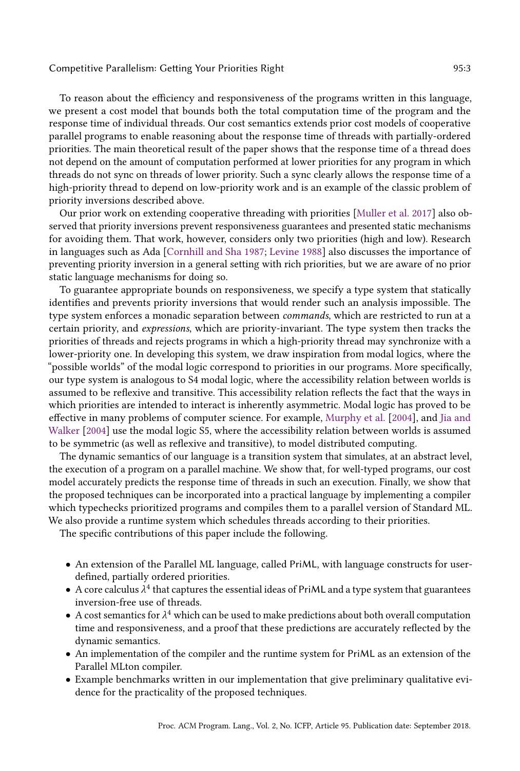To reason about the efficiency and responsiveness of the programs written in this language, we present a cost model that bounds both the total computation time of the program and the response time of individual threads. Our cost semantics extends prior cost models of cooperative parallel programs to enable reasoning about the response time of threads with partially-ordered priorities. The main theoretical result of the paper shows that the response time of a thread does not depend on the amount of computation performed at lower priorities for any program in which threads do not sync on threads of lower priority. Such a sync clearly allows the response time of a high-priority thread to depend on low-priority work and is an example of the classic problem of priority inversions described above.

Our prior work on extending cooperative threading with priorities [Muller et al. 2017] also observed that priority inversions prevent responsiveness guarantees and presented static mechanisms for avoiding them. That work, however, considers only two priorities (high and low). Research in languages such as Ada [Cornhill and Sha 1987; Levine 1988] also discusses the importance of preventing priority inversion in a general setting with rich priorities, but we are aware of no prior static language mechanisms for doing so.

To guarantee appropriate bounds on responsiveness, we specify a type system that statically identifies and prevents priority inversions that would render such an analysis impossible. The type system enforces a monadic separation between *commands*, which are restricted to run at a certain priority, and *expressions*, which are priority-invariant. The type system then tracks the priorities of threads and rejects programs in which a high-priority thread may synchronize with a lower-priority one. In developing this system, we draw inspiration from modal logics, where the "possible worlds" of the modal logic correspond to priorities in our programs. More specifically, our type system is analogous to S4 modal logic, where the accessibility relation between worlds is assumed to be reflexive and transitive. This accessibility relation reflects the fact that the ways in which priorities are intended to interact is inherently asymmetric. Modal logic has proved to be effective in many problems of computer science. For example, Murphy et al. [2004], and Jia and Walker [2004] use the modal logic S5, where the accessibility relation between worlds is assumed to be symmetric (as well as reflexive and transitive), to model distributed computing.

The dynamic semantics of our language is a transition system that simulates, at an abstract level, the execution of a program on a parallel machine. We show that, for well-typed programs, our cost model accurately predicts the response time of threads in such an execution. Finally, we show that the proposed techniques can be incorporated into a practical language by implementing a compiler which typechecks prioritized programs and compiles them to a parallel version of Standard ML. We also provide a runtime system which schedules threads according to their priorities.

The specific contributions of this paper include the following.

- An extension of the Parallel ML language, called PriML, with language constructs for user-defined, partially ordered priorities.
- A core calculus $\lambda^4$ that captures the essential ideas of PriML and a type system that guarantees inversion-free use of threads.
- A cost semantics for $\lambda^4$ which can be used to make predictions about both overall computation time and responsiveness, and a proof that these predictions are accurately reflected by the dynamic semantics.
- An implementation of the compiler and the runtime system for PriML as an extension of the Parallel MLton compiler.
- Example benchmarks written in our implementation that give preliminary qualitative evidence for the practicality of the proposed techniques.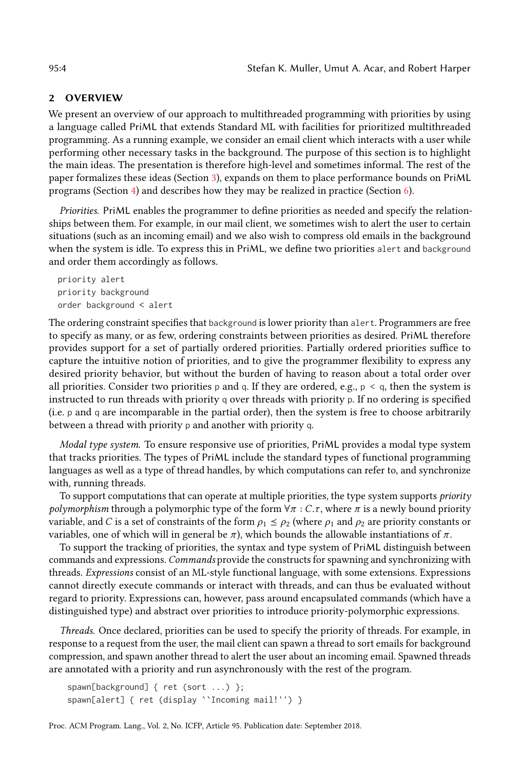## 2 OVERVIEW

We present an overview of our approach to multithreaded programming with priorities by using a language called PriML that extends Standard ML with facilities for prioritized multithreaded programming. As a running example, we consider an email client which interacts with a user while performing other necessary tasks in the background. The purpose of this section is to highlight the main ideas. The presentation is therefore high-level and sometimes informal. The rest of the paper formalizes these ideas (Section 3), expands on them to place performance bounds on PriML programs (Section 4) and describes how they may be realized in practice (Section 6).

*Priorities.* PriML enables the programmer to define priorities as needed and specify the relationships between them. For example, in our mail client, we sometimes wish to alert the user to certain situations (such as an incoming email) and we also wish to compress old emails in the background when the system is idle. To express this in PriML, we define two priorities `alert` and `background` and order them accordingly as follows.

```
priority alert
priority background
order background < alert
```

The ordering constraint specifies that `background` is lower priority than `alert`. Programmers are free to specify as many, or as few, ordering constraints between priorities as desired. PriML therefore provides support for a set of partially ordered priorities. Partially ordered priorities suffice to capture the intuitive notion of priorities, and to give the programmer flexibility to express any desired priority behavior, but without the burden of having to reason about a total order over all priorities. Consider two priorities `p` and `q`. If they are ordered, e.g., `p < q`, then the system is instructed to run threads with priority `q` over threads with priority `p`. If no ordering is specified (i.e. `p` and `q` are incomparable in the partial order), then the system is free to choose arbitrarily between a thread with priority `p` and another with priority `q`.

*Modal type system.* To ensure responsive use of priorities, PriML provides a modal type system that tracks priorities. The types of PriML include the standard types of functional programming languages as well as a type of thread handles, by which computations can refer to, and synchronize with, running threads.

To support computations that can operate at multiple priorities, the type system supports *priority polymorphism* through a polymorphic type of the form $\forall \pi : C.\tau$, where $\pi$ is a newly bound priority variable, and $C$ is a set of constraints of the form $\rho_1 \preceq \rho_2$ (where $\rho_1$ and $\rho_2$ are priority constants or variables, one of which will in general be $\pi$), which bounds the allowable instantiations of $\pi$.

To support the tracking of priorities, the syntax and type system of PriML distinguish between commands and expressions. *Commands* provide the constructs for spawning and synchronizing with threads. *Expressions* consist of an ML-style functional language, with some extensions. Expressions cannot directly execute commands or interact with threads, and can thus be evaluated without regard to priority. Expressions can, however, pass around encapsulated commands (which have a distinguished type) and abstract over priorities to introduce priority-polymorphic expressions.

*Threads.* Once declared, priorities can be used to specify the priority of threads. For example, in response to a request from the user, the mail client can spawn a thread to sort emails for background compression, and spawn another thread to alert the user about an incoming email. Spawned threads are annotated with a priority and run asynchronously with the rest of the program.

```
spawn[background] { ret (sort ...) };
spawn[alert] { ret (display ``Incoming mail!'') }
```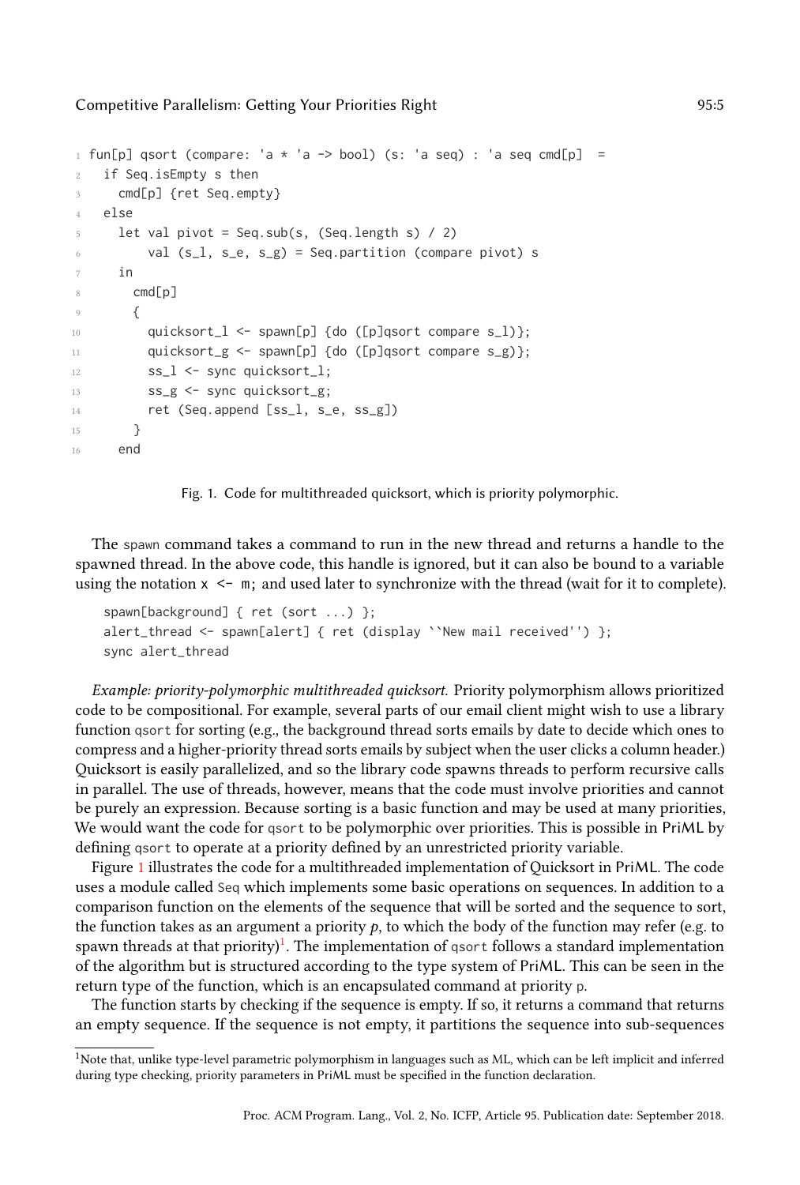```
fun[p] qsort (compare: 'a * 'a -> bool) (s: 'a seq) : 'a seq cmd[p]  =
  if Seq.isEmpty s then
    cmd[p] {ret Seq.empty}
  else
    let val pivot = Seq.sub(s, (Seq.length s) / 2)
        val (s_l, s_e, s_g) = Seq.partition (compare pivot) s
    in
      cmd[p]
      {
        quicksort_l <- spawn[p] {do ([p]qsort compare s_l)};
        quicksort_g <- spawn[p] {do ([p]qsort compare s_g)};
        ss_l <- sync quicksort_l;
        ss_g <- sync quicksort_g;
        ret (Seq.append [ss_l, s_e, ss_g])
      }
    end
```

Fig. 1. Code for multithreaded quicksort, which is priority polymorphic.

The `spawn` command takes a command to run in the new thread and returns a handle to the spawned thread. In the above code, this handle is ignored, but it can also be bound to a variable using the notation `x <- m;` and used later to synchronize with the thread (wait for it to complete).

```
spawn[background] { ret (sort ...) };
alert_thread <- spawn[alert] { ret (display ``New mail received'') };
sync alert_thread
```

*Example: priority-polymorphic multithreaded quicksort.* Priority polymorphism allows prioritized code to be compositional. For example, several parts of our email client might wish to use a library function `qsort` for sorting (e.g., the background thread sorts emails by date to decide which ones to compress and a higher-priority thread sorts emails by subject when the user clicks a column header.) Quicksort is easily parallelized, and so the library code spawns threads to perform recursive calls in parallel. The use of threads, however, means that the code must involve priorities and cannot be purely an expression. Because sorting is a basic function and may be used at many priorities, We would want the code for `qsort` to be polymorphic over priorities. This is possible in PriML by defining `qsort` to operate at a priority defined by an unrestricted priority variable.

Figure 1 illustrates the code for a multithreaded implementation of Quicksort in PriML. The code uses a module called `Seq` which implements some basic operations on sequences. In addition to a comparison function on the elements of the sequence that will be sorted and the sequence to sort, the function takes as an argument a priority $p$, to which the body of the function may refer (e.g. to spawn threads at that priority)[1]. The implementation of `qsort` follows a standard implementation of the algorithm but is structured according to the type system of PriML. This can be seen in the return type of the function, which is an encapsulated command at priority `p`.

The function starts by checking if the sequence is empty. If so, it returns a command that returns an empty sequence. If the sequence is not empty, it partitions the sequence into sub-sequences

[1]Note that, unlike type-level parametric polymorphism in languages such as ML, which can be left implicit and inferred during type checking, priority parameters in PriML must be specified in the function declaration.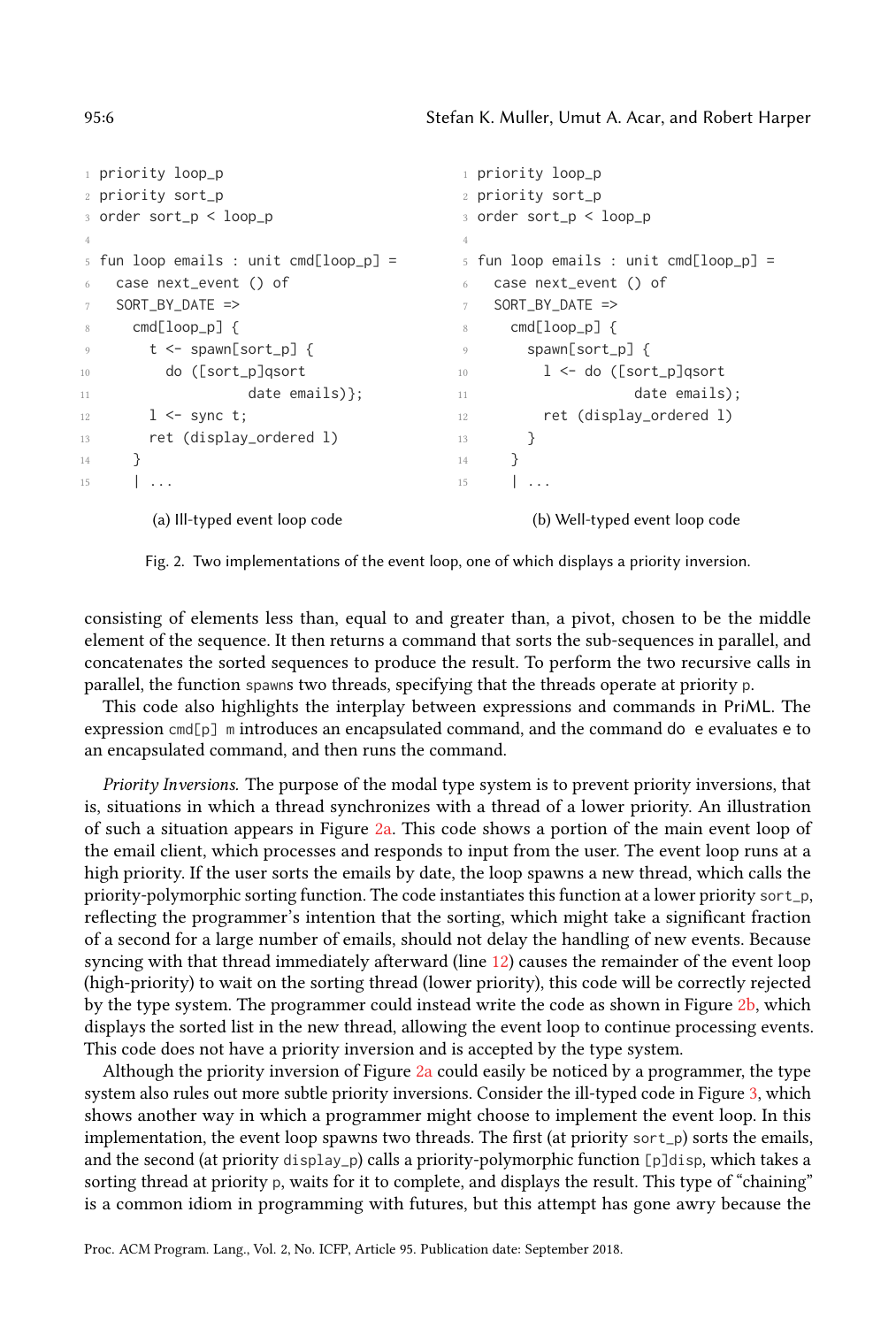```
1 priority loop_p
2 priority sort_p
3 order sort_p < loop_p
4
5 fun loop emails : unit cmd[loop_p] =
6   case next_event () of
7   SORT_BY_DATE =>
8     cmd[loop_p] {
9       t <- spawn[sort_p] {
10        do ([sort_p]qsort
11                  date emails)};
12      l <- sync t;
13      ret (display_ordered l)
14    }
15    | ...
```

(a) Ill-typed event loop code

```
1 priority loop_p
2 priority sort_p
3 order sort_p < loop_p
4
5 fun loop emails : unit cmd[loop_p] =
6   case next_event () of
7   SORT_BY_DATE =>
8     cmd[loop_p] {
9       spawn[sort_p] {
10        l <- do ([sort_p]qsort
11                   date emails);
12        ret (display_ordered l)
13      }
14    }
15    | ...
```

(b) Well-typed event loop code

Fig. 2. Two implementations of the event loop, one of which displays a priority inversion.

consisting of elements less than, equal to and greater than, a pivot, chosen to be the middle element of the sequence. It then returns a command that sorts the sub-sequences in parallel, and concatenates the sorted sequences to produce the result. To perform the two recursive calls in parallel, the function `spawn`s two threads, specifying that the threads operate at priority `p`.

This code also highlights the interplay between expressions and commands in PriML. The expression `cmd[p] m` introduces an encapsulated command, and the command `do e` evaluates `e` to an encapsulated command, and then runs the command.

*Priority Inversions.* The purpose of the modal type system is to prevent priority inversions, that is, situations in which a thread synchronizes with a thread of a lower priority. An illustration of such a situation appears in Figure 2a. This code shows a portion of the main event loop of the email client, which processes and responds to input from the user. The event loop runs at a high priority. If the user sorts the emails by date, the loop spawns a new thread, which calls the priority-polymorphic sorting function. The code instantiates this function at a lower priority `sort_p`, reflecting the programmer's intention that the sorting, which might take a significant fraction of a second for a large number of emails, should not delay the handling of new events. Because syncing with that thread immediately afterward (line 12) causes the remainder of the event loop (high-priority) to wait on the sorting thread (lower priority), this code will be correctly rejected by the type system. The programmer could instead write the code as shown in Figure 2b, which displays the sorted list in the new thread, allowing the event loop to continue processing events. This code does not have a priority inversion and is accepted by the type system.

Although the priority inversion of Figure 2a could easily be noticed by a programmer, the type system also rules out more subtle priority inversions. Consider the ill-typed code in Figure 3, which shows another way in which a programmer might choose to implement the event loop. In this implementation, the event loop spawns two threads. The first (at priority `sort_p`) sorts the emails, and the second (at priority `display_p`) calls a priority-polymorphic function `[p]disp`, which takes a sorting thread at priority `p`, waits for it to complete, and displays the result. This type of "chaining" is a common idiom in programming with futures, but this attempt has gone awry because the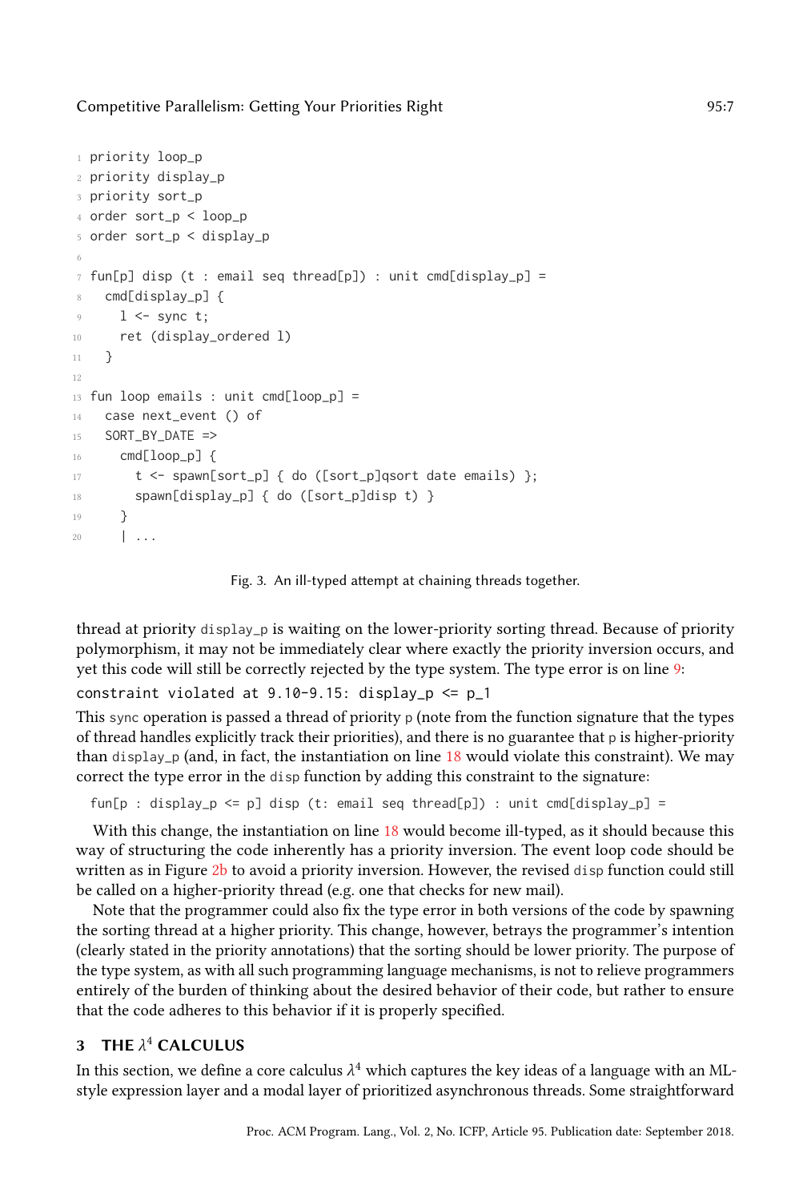```
1  priority loop_p
2  priority display_p
3  priority sort_p
4  order sort_p < loop_p
5  order sort_p < display_p
6
7  fun[p] disp (t : email seq thread[p]) : unit cmd[display_p] =
8    cmd[display_p] {
9      l <- sync t;
10     ret (display_ordered l)
11   }
12
13 fun loop emails : unit cmd[loop_p] =
14   case next_event () of
15   SORT_BY_DATE =>
16     cmd[loop_p] {
17       t <- spawn[sort_p] { do ([sort_p]qsort date emails) };
18       spawn[display_p] { do ([sort_p]disp t) }
19     }
20     | ...
```

Fig. 3. An ill-typed attempt at chaining threads together.

thread at priority display_p is waiting on the lower-priority sorting thread. Because of priority polymorphism, it may not be immediately clear where exactly the priority inversion occurs, and yet this code will still be correctly rejected by the type system. The type error is on line 9:

```
constraint violated at 9.10-9.15: display_p <= p_1
```

This sync operation is passed a thread of priority p (note from the function signature that the types of thread handles explicitly track their priorities), and there is no guarantee that p is higher-priority than display_p (and, in fact, the instantiation on line 18 would violate this constraint). We may correct the type error in the disp function by adding this constraint to the signature:

```
fun[p : display_p <= p] disp (t: email seq thread[p]) : unit cmd[display_p] =
```

With this change, the instantiation on line 18 would become ill-typed, as it should because this way of structuring the code inherently has a priority inversion. The event loop code should be written as in Figure 2b to avoid a priority inversion. However, the revised disp function could still be called on a higher-priority thread (e.g. one that checks for new mail).

Note that the programmer could also fix the type error in both versions of the code by spawning the sorting thread at a higher priority. This change, however, betrays the programmer's intention (clearly stated in the priority annotations) that the sorting should be lower priority. The purpose of the type system, as with all such programming language mechanisms, is not to relieve programmers entirely of the burden of thinking about the desired behavior of their code, but rather to ensure that the code adheres to this behavior if it is properly specified.

## 3 THE $\lambda^4$ CALCULUS

In this section, we define a core calculus $\lambda^4$ which captures the key ideas of a language with an ML-style expression layer and a modal layer of prioritized asynchronous threads. Some straightforward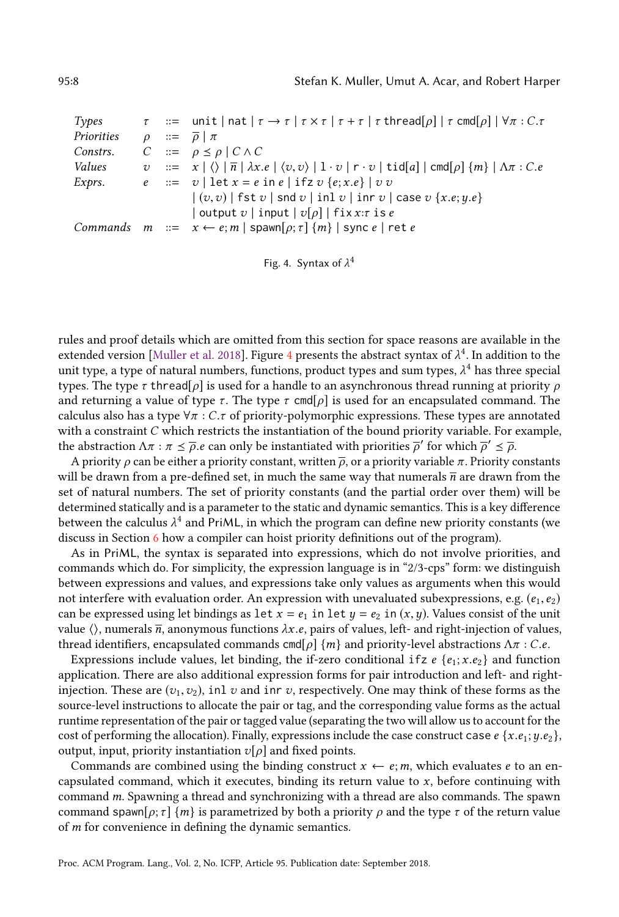| | | | |
|---|---|---|---|
| *Types* | $\tau$ | ::= | $\mathtt{unit} \mid \mathtt{nat} \mid \tau \to \tau \mid \tau \times \tau \mid \tau + \tau \mid \tau\ \mathtt{thread}[\rho] \mid \tau\ \mathtt{cmd}[\rho] \mid \forall \pi : C.\tau$ |
| *Priorities* | $\rho$ | ::= | $\overline{\rho} \mid \pi$ |
| *Constrs.* | $C$ | ::= | $\rho \preceq \rho \mid C \wedge C$ |
| *Values* | $v$ | ::= | $x \mid \langle\rangle \mid \overline{n} \mid \lambda x.e \mid \langle v, v\rangle \mid \mathtt{l} \cdot v \mid \mathtt{r} \cdot v \mid \mathtt{tid}[a] \mid \mathtt{cmd}[\rho]\ \{m\} \mid \Lambda\pi : C.e$ |
| *Exprs.* | $e$ | ::= | $v \mid \mathtt{let}\ x = e\ \mathtt{in}\ e \mid \mathtt{ifz}\ v\ \{e; x.e\} \mid v\ v$ |
| | | | $\mid (v, v) \mid \mathtt{fst}\ v \mid \mathtt{snd}\ v \mid \mathtt{inl}\ v \mid \mathtt{inr}\ v \mid \mathtt{case}\ v\ \{x.e; y.e\}$ |
| | | | $\mid \mathtt{output}\ v \mid \mathtt{input} \mid v[\rho] \mid \mathtt{fix}\ x{:}\tau\ \mathtt{is}\ e$ |
| *Commands* | $m$ | ::= | $x \leftarrow e; m \mid \mathtt{spawn}[\rho; \tau]\ \{m\} \mid \mathtt{sync}\ e \mid \mathtt{ret}\ e$ |

Fig. 4. Syntax of $\lambda^4$

rules and proof details which are omitted from this section for space reasons are available in the extended version [Muller et al. 2018]. Figure 4 presents the abstract syntax of $\lambda^4$. In addition to the unit type, a type of natural numbers, functions, product types and sum types, $\lambda^4$ has three special types. The type $\tau\ \mathtt{thread}[\rho]$ is used for a handle to an asynchronous thread running at priority $\rho$ and returning a value of type $\tau$. The type $\tau\ \mathtt{cmd}[\rho]$ is used for an encapsulated command. The calculus also has a type $\forall\pi : C.\tau$ of priority-polymorphic expressions. These types are annotated with a constraint $C$ which restricts the instantiation of the bound priority variable. For example, the abstraction $\Lambda\pi : \pi \preceq \overline{\rho}.e$ can only be instantiated with priorities $\overline{\rho}'$ for which $\overline{\rho}' \preceq \overline{\rho}$.

A priority $\rho$ can be either a priority constant, written $\overline{\rho}$, or a priority variable $\pi$. Priority constants will be drawn from a pre-defined set, in much the same way that numerals $\overline{n}$ are drawn from the set of natural numbers. The set of priority constants (and the partial order over them) will be determined statically and is a parameter to the static and dynamic semantics. This is a key difference between the calculus $\lambda^4$ and PriML, in which the program can define new priority constants (we discuss in Section 6 how a compiler can hoist priority definitions out of the program).

As in PriML, the syntax is separated into expressions, which do not involve priorities, and commands which do. For simplicity, the expression language is in "2/3-cps" form: we distinguish between expressions and values, and expressions take only values as arguments when this would not interfere with evaluation order. An expression with unevaluated subexpressions, e.g. $(e_1, e_2)$ can be expressed using let bindings as $\mathtt{let}\ x = e_1\ \mathtt{in}\ \mathtt{let}\ y = e_2\ \mathtt{in}\ (x, y)$. Values consist of the unit value $\langle\rangle$, numerals $\overline{n}$, anonymous functions $\lambda x.e$, pairs of values, left- and right-injection of values, thread identifiers, encapsulated commands $\mathtt{cmd}[\rho]\ \{m\}$ and priority-level abstractions $\Lambda\pi : C.e$.

Expressions include values, let binding, the if-zero conditional $\mathtt{ifz}\ e\ \{e_1; x.e_2\}$ and function application. There are also additional expression forms for pair introduction and left- and right-injection. These are $(v_1, v_2)$, $\mathtt{inl}\ v$ and $\mathtt{inr}\ v$, respectively. One may think of these forms as the source-level instructions to allocate the pair or tag, and the corresponding value forms as the actual runtime representation of the pair or tagged value (separating the two will allow us to account for the cost of performing the allocation). Finally, expressions include the case construct $\mathtt{case}\ e\ \{x.e_1; y.e_2\}$, output, input, priority instantiation $v[\rho]$ and fixed points.

Commands are combined using the binding construct $x \leftarrow e; m$, which evaluates $e$ to an encapsulated command, which it executes, binding its return value to $x$, before continuing with command $m$. Spawning a thread and synchronizing with a thread are also commands. The spawn command $\mathtt{spawn}[\rho; \tau]\ \{m\}$ is parametrized by both a priority $\rho$ and the type $\tau$ of the return value of $m$ for convenience in defining the dynamic semantics.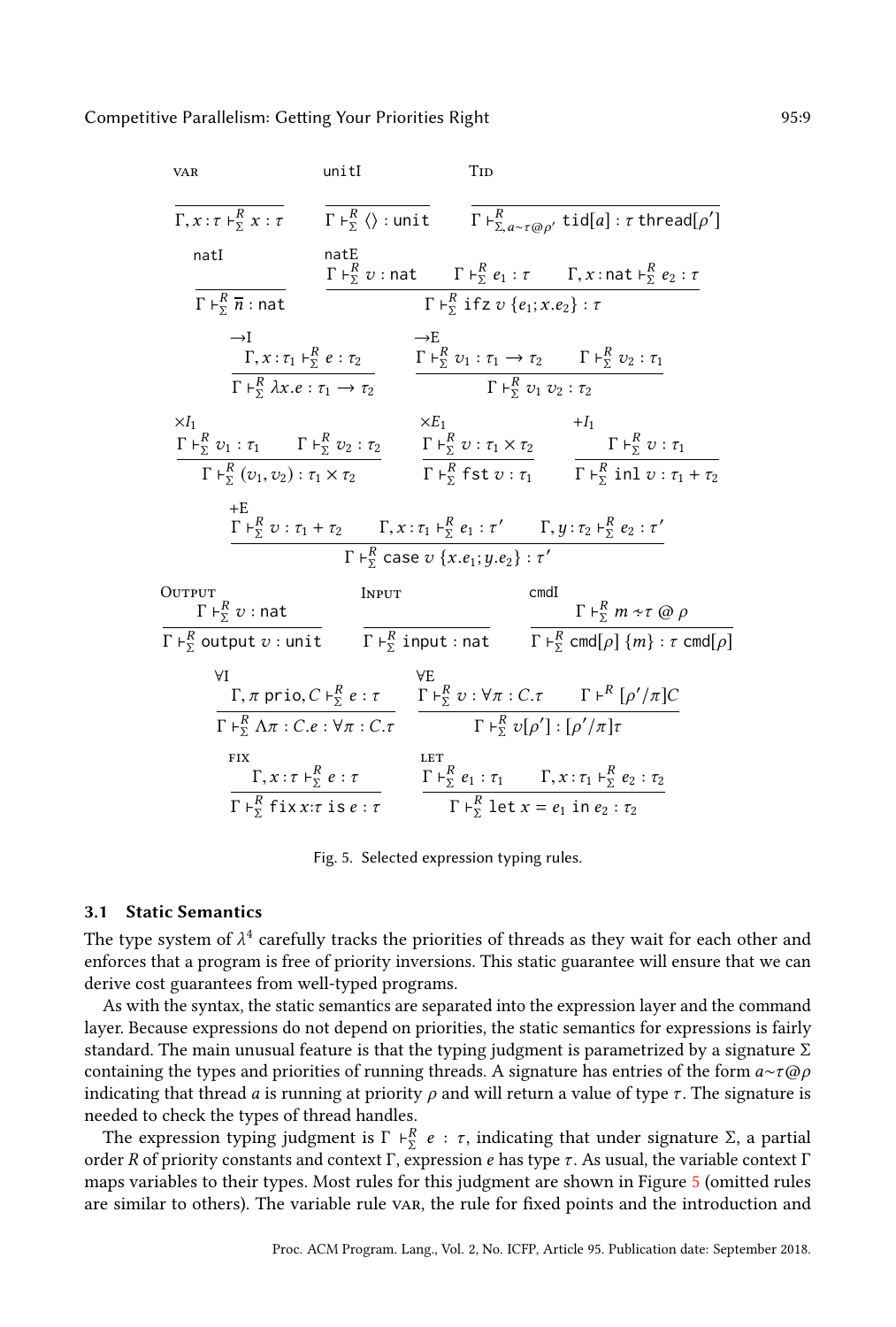$$\frac{}{\Gamma, x:\tau \vdash^R_\Sigma x : \tau}\ \textsc{var} \qquad \frac{}{\Gamma \vdash^R_\Sigma \langle\rangle : \mathtt{unit}}\ \mathtt{unitI} \qquad \frac{}{\Gamma \vdash^R_{\Sigma, a\sim\tau@\rho'} \mathtt{tid}[a] : \tau\ \mathtt{thread}[\rho']}\ \textsc{Tid}$$

$$\frac{}{\Gamma \vdash^R_\Sigma \overline{n} : \mathtt{nat}}\ \mathtt{natI} \qquad \frac{\Gamma \vdash^R_\Sigma v : \mathtt{nat} \qquad \Gamma \vdash^R_\Sigma e_1 : \tau \qquad \Gamma, x:\mathtt{nat} \vdash^R_\Sigma e_2 : \tau}{\Gamma \vdash^R_\Sigma \mathtt{ifz}\ v\ \{e_1; x.e_2\} : \tau}\ \mathtt{natE}$$

$$\frac{\Gamma, x:\tau_1 \vdash^R_\Sigma e : \tau_2}{\Gamma \vdash^R_\Sigma \lambda x.e : \tau_1 \to \tau_2}\ {\to}\mathrm{I} \qquad \frac{\Gamma \vdash^R_\Sigma v_1 : \tau_1 \to \tau_2 \qquad \Gamma \vdash^R_\Sigma v_2 : \tau_1}{\Gamma \vdash^R_\Sigma v_1\ v_2 : \tau_2}\ {\to}\mathrm{E}$$

$$\frac{\Gamma \vdash^R_\Sigma v_1 : \tau_1 \qquad \Gamma \vdash^R_\Sigma v_2 : \tau_2}{\Gamma \vdash^R_\Sigma (v_1, v_2) : \tau_1 \times \tau_2}\ {\times}I_1 \qquad \frac{\Gamma \vdash^R_\Sigma v : \tau_1 \times \tau_2}{\Gamma \vdash^R_\Sigma \mathtt{fst}\ v : \tau_1}\ {\times}E_1 \qquad \frac{\Gamma \vdash^R_\Sigma v : \tau_1}{\Gamma \vdash^R_\Sigma \mathtt{inl}\ v : \tau_1 + \tau_2}\ {+}I_1$$

$$\frac{\Gamma \vdash^R_\Sigma v : \tau_1 + \tau_2 \qquad \Gamma, x:\tau_1 \vdash^R_\Sigma e_1 : \tau' \qquad \Gamma, y:\tau_2 \vdash^R_\Sigma e_2 : \tau'}{\Gamma \vdash^R_\Sigma \mathtt{case}\ v\ \{x.e_1; y.e_2\} : \tau'}\ {+}\mathrm{E}$$

$$\frac{\Gamma \vdash^R_\Sigma v : \mathtt{nat}}{\Gamma \vdash^R_\Sigma \mathtt{output}\ v : \mathtt{unit}}\ \textsc{Output} \qquad \frac{}{\Gamma \vdash^R_\Sigma \mathtt{input} : \mathtt{nat}}\ \textsc{Input} \qquad \frac{\Gamma \vdash^R_\Sigma m \div \tau\ @\ \rho}{\Gamma \vdash^R_\Sigma \mathtt{cmd}[\rho]\ \{m\} : \tau\ \mathtt{cmd}[\rho]}\ \mathtt{cmdI}$$

$$\frac{\Gamma, \pi\ \mathtt{prio}, C \vdash^R_\Sigma e : \tau}{\Gamma \vdash^R_\Sigma \Lambda\pi : C.e : \forall\pi : C.\tau}\ \forall\mathrm{I} \qquad \frac{\Gamma \vdash^R_\Sigma v : \forall\pi : C.\tau \qquad \Gamma \vdash^R [\rho'/\pi]C}{\Gamma \vdash^R_\Sigma v[\rho'] : [\rho'/\pi]\tau}\ \forall\mathrm{E}$$

$$\frac{\Gamma, x:\tau \vdash^R_\Sigma e : \tau}{\Gamma \vdash^R_\Sigma \mathtt{fix}\ x{:}\tau\ \mathtt{is}\ e : \tau}\ \textsc{fix} \qquad \frac{\Gamma \vdash^R_\Sigma e_1 : \tau_1 \qquad \Gamma, x:\tau_1 \vdash^R_\Sigma e_2 : \tau_2}{\Gamma \vdash^R_\Sigma \mathtt{let}\ x = e_1\ \mathtt{in}\ e_2 : \tau_2}\ \textsc{let}$$

Fig. 5. Selected expression typing rules.

### 3.1 Static Semantics

The type system of $\lambda^4$ carefully tracks the priorities of threads as they wait for each other and enforces that a program is free of priority inversions. This static guarantee will ensure that we can derive cost guarantees from well-typed programs.

As with the syntax, the static semantics are separated into the expression layer and the command layer. Because expressions do not depend on priorities, the static semantics for expressions is fairly standard. The main unusual feature is that the typing judgment is parametrized by a signature $\Sigma$ containing the types and priorities of running threads. A signature has entries of the form $a\sim\tau@\rho$ indicating that thread $a$ is running at priority $\rho$ and will return a value of type $\tau$. The signature is needed to check the types of thread handles.

The expression typing judgment is $\Gamma \vdash^R_\Sigma e : \tau$, indicating that under signature $\Sigma$, a partial order $R$ of priority constants and context $\Gamma$, expression $e$ has type $\tau$. As usual, the variable context $\Gamma$ maps variables to their types. Most rules for this judgment are shown in Figure 5 (omitted rules are similar to others). The variable rule VAR, the rule for fixed points and the introduction and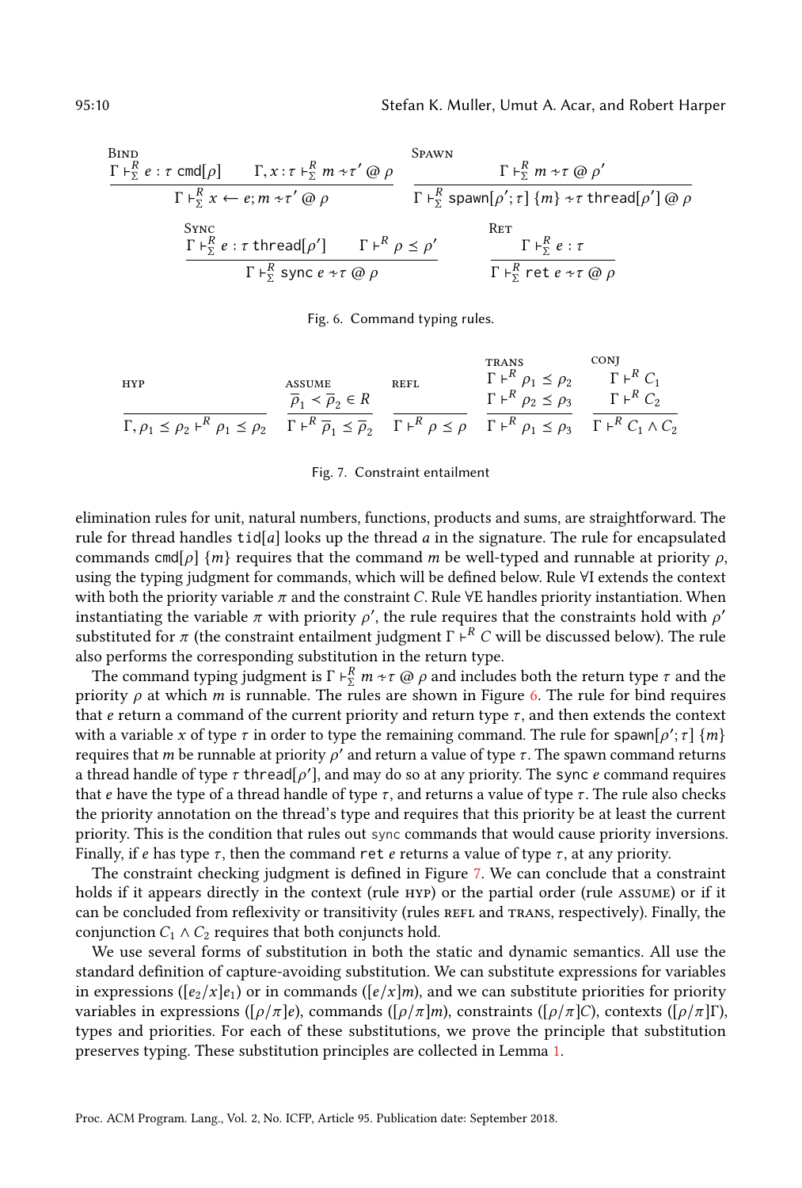$$\frac{\Gamma \vdash^R_\Sigma e : \tau\ \mathsf{cmd}[\rho] \qquad \Gamma, x : \tau \vdash^R_\Sigma m \mathrel{\div} \tau' \mathrel{@} \rho}{\Gamma \vdash^R_\Sigma x \leftarrow e; m \mathrel{\div} \tau' \mathrel{@} \rho}\ \textsc{Bind} \qquad \frac{\Gamma \vdash^R_\Sigma m \mathrel{\div} \tau \mathrel{@} \rho'}{\Gamma \vdash^R_\Sigma \mathsf{spawn}[\rho'; \tau]\ \{m\} \mathrel{\div} \tau\ \mathsf{thread}[\rho'] \mathrel{@} \rho}\ \textsc{Spawn}$$

$$\frac{\Gamma \vdash^R_\Sigma e : \tau\ \mathsf{thread}[\rho'] \qquad \Gamma \vdash^R \rho \preceq \rho'}{\Gamma \vdash^R_\Sigma \mathsf{sync}\ e \mathrel{\div} \tau \mathrel{@} \rho}\ \textsc{Sync} \qquad \frac{\Gamma \vdash^R_\Sigma e : \tau}{\Gamma \vdash^R_\Sigma \mathsf{ret}\ e \mathrel{\div} \tau \mathrel{@} \rho}\ \textsc{Ret}$$

Fig. 6. Command typing rules.

$$\frac{}{\Gamma, \rho_1 \preceq \rho_2 \vdash^R \rho_1 \preceq \rho_2}\ \textsc{hyp} \qquad \frac{\overline{\rho}_1 \prec \overline{\rho}_2 \in R}{\Gamma \vdash^R \overline{\rho}_1 \preceq \overline{\rho}_2}\ \textsc{assume} \qquad \frac{}{\Gamma \vdash^R \rho \preceq \rho}\ \textsc{refl} \qquad \frac{\Gamma \vdash^R \rho_1 \preceq \rho_2 \qquad \Gamma \vdash^R \rho_2 \preceq \rho_3}{\Gamma \vdash^R \rho_1 \preceq \rho_3}\ \textsc{trans} \qquad \frac{\Gamma \vdash^R C_1 \qquad \Gamma \vdash^R C_2}{\Gamma \vdash^R C_1 \wedge C_2}\ \textsc{conj}$$

Fig. 7. Constraint entailment

elimination rules for unit, natural numbers, functions, products and sums, are straightforward. The rule for thread handles tid[$a$] looks up the thread $a$ in the signature. The rule for encapsulated commands cmd[$\rho$] $\{m\}$ requires that the command $m$ be well-typed and runnable at priority $\rho$, using the typing judgment for commands, which will be defined below. Rule ∀I extends the context with both the priority variable $\pi$ and the constraint $C$. Rule ∀E handles priority instantiation. When instantiating the variable $\pi$ with priority $\rho'$, the rule requires that the constraints hold with $\rho'$ substituted for $\pi$ (the constraint entailment judgment $\Gamma \vdash^R C$ will be discussed below). The rule also performs the corresponding substitution in the return type.

The command typing judgment is $\Gamma \vdash^R_\Sigma m \mathrel{\div} \tau \mathrel{@} \rho$ and includes both the return type $\tau$ and the priority $\rho$ at which $m$ is runnable. The rules are shown in Figure 6. The rule for bind requires that $e$ return a command of the current priority and return type $\tau$, and then extends the context with a variable $x$ of type $\tau$ in order to type the remaining command. The rule for spawn[$\rho'$; $\tau$] $\{m\}$ requires that $m$ be runnable at priority $\rho'$ and return a value of type $\tau$. The spawn command returns a thread handle of type $\tau$ thread[$\rho'$], and may do so at any priority. The sync $e$ command requires that $e$ have the type of a thread handle of type $\tau$, and returns a value of type $\tau$. The rule also checks the priority annotation on the thread's type and requires that this priority be at least the current priority. This is the condition that rules out sync commands that would cause priority inversions. Finally, if $e$ has type $\tau$, then the command ret $e$ returns a value of type $\tau$, at any priority.

The constraint checking judgment is defined in Figure 7. We can conclude that a constraint holds if it appears directly in the context (rule HYP) or the partial order (rule ASSUME) or if it can be concluded from reflexivity or transitivity (rules REFL and TRANS, respectively). Finally, the conjunction $C_1 \wedge C_2$ requires that both conjuncts hold.

We use several forms of substitution in both the static and dynamic semantics. All use the standard definition of capture-avoiding substitution. We can substitute expressions for variables in expressions ($[e_2/x]e_1$) or in commands ($[e/x]m$), and we can substitute priorities for priority variables in expressions ($[\rho/\pi]e$), commands ($[\rho/\pi]m$), constraints ($[\rho/\pi]C$), contexts ($[\rho/\pi]\Gamma$), types and priorities. For each of these substitutions, we prove the principle that substitution preserves typing. These substitution principles are collected in Lemma 1.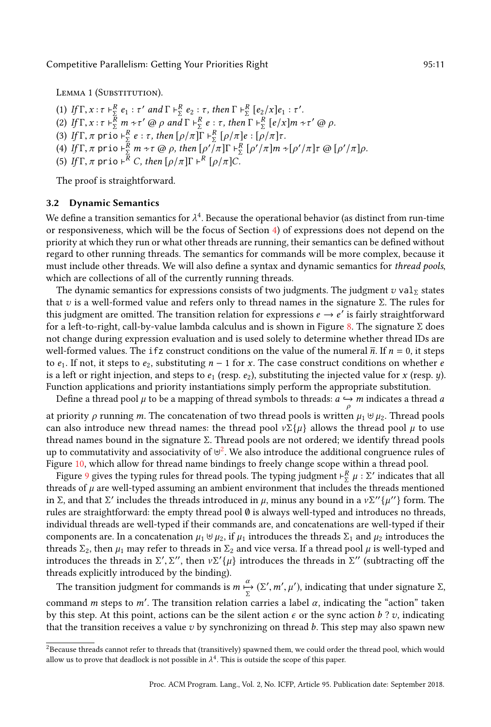Lemma 1 (Substitution).

(1) *If* $\Gamma, x : \tau \vdash^R_\Sigma e_1 : \tau'$ *and* $\Gamma \vdash^R_\Sigma e_2 : \tau$, *then* $\Gamma \vdash^R_\Sigma [e_2/x]e_1 : \tau'$.
(2) *If* $\Gamma, x : \tau \vdash^R_\Sigma m \sim\!\!\!\cdot\, \tau' \mathbin{@} \rho$ *and* $\Gamma \vdash^R_\Sigma e : \tau$, *then* $\Gamma \vdash^R_\Sigma [e/x]m \sim\!\!\!\cdot\, \tau' \mathbin{@} \rho$.
(3) *If* $\Gamma, \pi\ \texttt{prio} \vdash^R_\Sigma e : \tau$, *then* $[\rho/\pi]\Gamma \vdash^R_\Sigma [\rho/\pi]e : [\rho/\pi]\tau$.
(4) *If* $\Gamma, \pi\ \texttt{prio} \vdash^R_\Sigma m \sim\!\!\!\cdot\, \tau \mathbin{@} \rho$, *then* $[\rho'/\pi]\Gamma \vdash^R_\Sigma [\rho'/\pi]m \sim\!\!\!\cdot\, [\rho'/\pi]\tau \mathbin{@} [\rho'/\pi]\rho$.
(5) *If* $\Gamma, \pi\ \texttt{prio} \vdash^R C$, *then* $[\rho/\pi]\Gamma \vdash^R [\rho/\pi]C$.

The proof is straightforward.

### 3.2 Dynamic Semantics

We define a transition semantics for $\lambda^4$. Because the operational behavior (as distinct from run-time or responsiveness, which will be the focus of Section 4) of expressions does not depend on the priority at which they run or what other threads are running, their semantics can be defined without regard to other running threads. The semantics for commands will be more complex, because it must include other threads. We will also define a syntax and dynamic semantics for *thread pools*, which are collections of all of the currently running threads.

The dynamic semantics for expressions consists of two judgments. The judgment $v\ \texttt{val}_\Sigma$ states that $v$ is a well-formed value and refers only to thread names in the signature $\Sigma$. The rules for this judgment are omitted. The transition relation for expressions $e \to e'$ is fairly straightforward for a left-to-right, call-by-value lambda calculus and is shown in Figure 8. The signature $\Sigma$ does not change during expression evaluation and is used solely to determine whether thread IDs are well-formed values. The `ifz` construct conditions on the value of the numeral $\overline{n}$. If $n = 0$, it steps to $e_1$. If not, it steps to $e_2$, substituting $n - 1$ for $x$. The `case` construct conditions on whether $e$ is a left or right injection, and steps to $e_1$ (resp. $e_2$), substituting the injected value for $x$ (resp. $y$). Function applications and priority instantiations simply perform the appropriate substitution.

Define a thread pool $\mu$ to be a mapping of thread symbols to threads: $a \underset{\rho}{\hookrightarrow} m$ indicates a thread $a$ at priority $\rho$ running $m$. The concatenation of two thread pools is written $\mu_1 \uplus \mu_2$. Thread pools can also introduce new thread names: the thread pool $\nu\Sigma\{\mu\}$ allows the thread pool $\mu$ to use thread names bound in the signature $\Sigma$. Thread pools are not ordered; we identify thread pools up to commutativity and associativity of $\uplus$[2]. We also introduce the additional congruence rules of Figure 10, which allow for thread name bindings to freely change scope within a thread pool.

Figure 9 gives the typing rules for thread pools. The typing judgment $\vdash^R_\Sigma \mu : \Sigma'$ indicates that all threads of $\mu$ are well-typed assuming an ambient environment that includes the threads mentioned in $\Sigma$, and that $\Sigma'$ includes the threads introduced in $\mu$, minus any bound in a $\nu\Sigma''\{\mu''\}$ form. The rules are straightforward: the empty thread pool $\emptyset$ is always well-typed and introduces no threads, individual threads are well-typed if their commands are, and concatenations are well-typed if their components are. In a concatenation $\mu_1 \uplus \mu_2$, if $\mu_1$ introduces the threads $\Sigma_1$ and $\mu_2$ introduces the threads $\Sigma_2$, then $\mu_1$ may refer to threads in $\Sigma_2$ and vice versa. If a thread pool $\mu$ is well-typed and introduces the threads in $\Sigma', \Sigma''$, then $\nu\Sigma'\{\mu\}$ introduces the threads in $\Sigma''$ (subtracting off the threads explicitly introduced by the binding).

The transition judgment for commands is $m \overset{\alpha}{\underset{\Sigma}{\mapsto}} (\Sigma', m', \mu')$, indicating that under signature $\Sigma$, command $m$ steps to $m'$. The transition relation carries a label $\alpha$, indicating the "action" taken by this step. At this point, actions can be the silent action $\epsilon$ or the sync action $b\ ?\ v$, indicating that the transition receives a value $v$ by synchronizing on thread $b$. This step may also spawn new

---

[2] Because threads cannot refer to threads that (transitively) spawned them, we could order the thread pool, which would allow us to prove that deadlock is not possible in $\lambda^4$. This is outside the scope of this paper.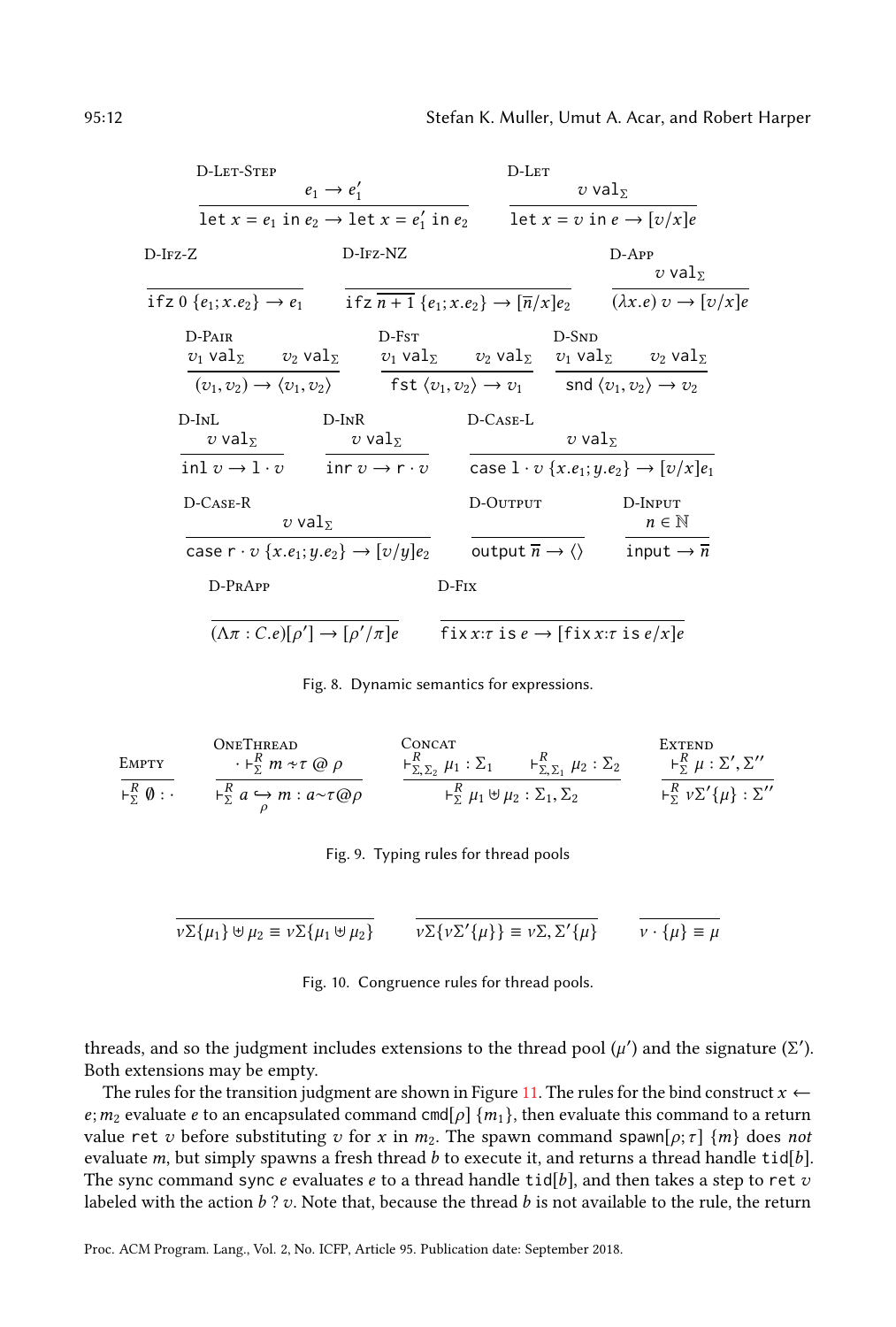$$\frac{e_1 \to e_1'}{\texttt{let } x = e_1 \texttt{ in } e_2 \to \texttt{let } x = e_1' \texttt{ in } e_2}\ \text{(D-Let-Step)} \qquad \frac{v \ \texttt{val}_\Sigma}{\texttt{let } x = v \texttt{ in } e \to [v/x]e}\ \text{(D-Let)}$$

$$\frac{}{\texttt{ifz } 0 \ \{e_1; x.e_2\} \to e_1}\ \text{(D-Ifz-Z)} \qquad \frac{}{\texttt{ifz } \overline{n+1} \ \{e_1; x.e_2\} \to [\overline{n}/x]e_2}\ \text{(D-Ifz-NZ)} \qquad \frac{v \ \texttt{val}_\Sigma}{(\lambda x.e)\ v \to [v/x]e}\ \text{(D-App)}$$

$$\frac{v_1 \ \texttt{val}_\Sigma \quad v_2 \ \texttt{val}_\Sigma}{(v_1, v_2) \to \langle v_1, v_2 \rangle}\ \text{(D-Pair)} \qquad \frac{v_1 \ \texttt{val}_\Sigma \quad v_2 \ \texttt{val}_\Sigma}{\texttt{fst } \langle v_1, v_2 \rangle \to v_1}\ \text{(D-Fst)} \qquad \frac{v_1 \ \texttt{val}_\Sigma \quad v_2 \ \texttt{val}_\Sigma}{\texttt{snd } \langle v_1, v_2 \rangle \to v_2}\ \text{(D-Snd)}$$

$$\frac{v \ \texttt{val}_\Sigma}{\texttt{inl } v \to \texttt{l} \cdot v}\ \text{(D-InL)} \qquad \frac{v \ \texttt{val}_\Sigma}{\texttt{inr } v \to \texttt{r} \cdot v}\ \text{(D-InR)} \qquad \frac{v \ \texttt{val}_\Sigma}{\texttt{case l} \cdot v \ \{x.e_1; y.e_2\} \to [v/x]e_1}\ \text{(D-Case-L)}$$

$$\frac{v \ \texttt{val}_\Sigma}{\texttt{case r} \cdot v \ \{x.e_1; y.e_2\} \to [v/y]e_2}\ \text{(D-Case-R)} \qquad \frac{}{\texttt{output } \overline{n} \to \langle\rangle}\ \text{(D-Output)} \qquad \frac{n \in \mathbb{N}}{\texttt{input} \to \overline{n}}\ \text{(D-Input)}$$

$$\frac{}{(\Lambda \pi : C.e)[\rho'] \to [\rho'/\pi]e}\ \text{(D-PrApp)} \qquad \frac{}{\texttt{fix } x{:}\tau \texttt{ is } e \to [\texttt{fix } x{:}\tau \texttt{ is } e/x]e}\ \text{(D-Fix)}$$

Fig. 8. Dynamic semantics for expressions.

$$\frac{}{\vdash^R_\Sigma \emptyset : \cdot}\ \text{(Empty)} \qquad \frac{\cdot \vdash^R_\Sigma m \div \tau \ @ \ \rho}{\vdash^R_\Sigma a \underset{\rho}{\hookrightarrow} m : a{\sim}\tau@\rho}\ \text{(OneThread)} \qquad \frac{\vdash^R_{\Sigma,\Sigma_2} \mu_1 : \Sigma_1 \quad \vdash^R_{\Sigma,\Sigma_1} \mu_2 : \Sigma_2}{\vdash^R_\Sigma \mu_1 \uplus \mu_2 : \Sigma_1, \Sigma_2}\ \text{(Concat)} \qquad \frac{\vdash^R_\Sigma \mu : \Sigma', \Sigma''}{\vdash^R_\Sigma \nu\Sigma'\{\mu\} : \Sigma''}\ \text{(Extend)}$$

Fig. 9. Typing rules for thread pools

$$\frac{}{\nu\Sigma\{\mu_1\} \uplus \mu_2 \equiv \nu\Sigma\{\mu_1 \uplus \mu_2\}} \qquad \frac{}{\nu\Sigma\{\nu\Sigma'\{\mu\}\} \equiv \nu\Sigma, \Sigma'\{\mu\}} \qquad \frac{}{\nu \cdot \{\mu\} \equiv \mu}$$

Fig. 10. Congruence rules for thread pools.

threads, and so the judgment includes extensions to the thread pool ($\mu'$) and the signature ($\Sigma'$). Both extensions may be empty.

The rules for the transition judgment are shown in Figure 11. The rules for the bind construct $x \leftarrow e; m_2$ evaluate $e$ to an encapsulated command $\texttt{cmd}[\rho]\ \{m_1\}$, then evaluate this command to a return value $\texttt{ret } v$ before substituting $v$ for $x$ in $m_2$. The spawn command $\texttt{spawn}[\rho; \tau]\ \{m\}$ does *not* evaluate $m$, but simply spawns a fresh thread $b$ to execute it, and returns a thread handle $\texttt{tid}[b]$. The sync command $\texttt{sync } e$ evaluates $e$ to a thread handle $\texttt{tid}[b]$, and then takes a step to $\texttt{ret } v$ labeled with the action $b \ ? \ v$. Note that, because the thread $b$ is not available to the rule, the return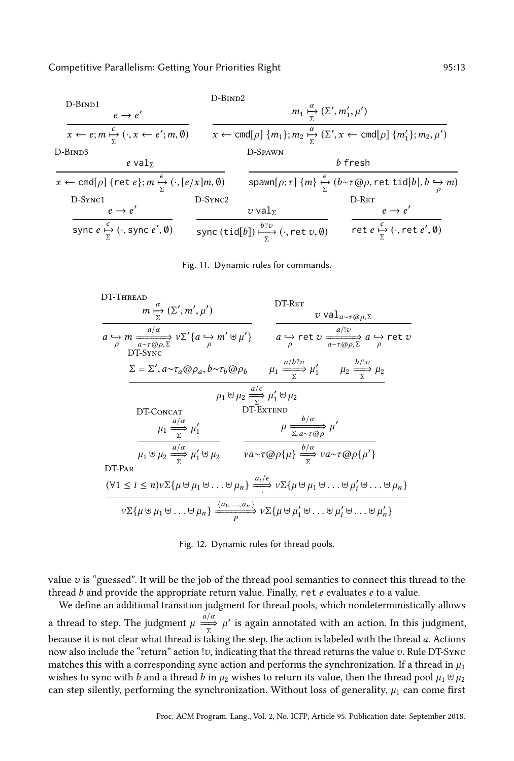$$\text{D-Bind1}\quad \frac{e \rightarrow e'}{x \leftarrow e; m \overset{\epsilon}{\underset{\Sigma}{\mapsto}} (\cdot, x \leftarrow e'; m, \emptyset)}
\qquad
\text{D-Bind2}\quad \frac{m_1 \overset{\alpha}{\underset{\Sigma}{\mapsto}} (\Sigma', m_1', \mu')}{x \leftarrow \mathsf{cmd}[\rho]\ \{m_1\}; m_2 \overset{\alpha}{\underset{\Sigma}{\mapsto}} (\Sigma', x \leftarrow \mathsf{cmd}[\rho]\ \{m_1'\}; m_2, \mu')}$$

$$\text{D-Bind3}\quad \frac{e\ \mathsf{val}_\Sigma}{x \leftarrow \mathsf{cmd}[\rho]\ \{\mathsf{ret}\ e\}; m \overset{\epsilon}{\underset{\Sigma}{\mapsto}} (\cdot, [e/x]m, \emptyset)}
\qquad
\text{D-Spawn}\quad \frac{b\ \mathsf{fresh}}{\mathsf{spawn}[\rho; \tau]\ \{m\} \overset{\epsilon}{\underset{\Sigma}{\mapsto}} (b{\sim}\tau@\rho, \mathsf{ret}\ \mathsf{tid}[b], b \underset{\rho}{\hookrightarrow} m)}$$

$$\text{D-Sync1}\quad \frac{e \rightarrow e'}{\mathsf{sync}\ e \overset{\epsilon}{\underset{\Sigma}{\mapsto}} (\cdot, \mathsf{sync}\ e', \emptyset)}
\qquad
\text{D-Sync2}\quad \frac{v\ \mathsf{val}_\Sigma}{\mathsf{sync}\ (\mathsf{tid}[b]) \overset{b?v}{\underset{\Sigma}{\mapsto}} (\cdot, \mathsf{ret}\ v, \emptyset)}
\qquad
\text{D-Ret}\quad \frac{e \rightarrow e'}{\mathsf{ret}\ e \overset{\epsilon}{\underset{\Sigma}{\mapsto}} (\cdot, \mathsf{ret}\ e', \emptyset)}$$

Fig. 11. Dynamic rules for commands.

$$\text{DT-Thread}\quad \frac{m \overset{\alpha}{\underset{\Sigma}{\mapsto}} (\Sigma', m', \mu')}{a \underset{\rho}{\hookrightarrow} m \xRightarrow[a\sim\tau@\rho, \Sigma]{a/\alpha} \nu\Sigma'\{a \underset{\rho}{\hookrightarrow} m' \uplus \mu'\}}
\qquad
\text{DT-Ret}\quad \frac{v\ \mathsf{val}_{a\sim\tau@\rho,\Sigma}}{a \underset{\rho}{\hookrightarrow} \mathsf{ret}\ v \xRightarrow[a\sim\tau@\rho, \Sigma]{a/!v} a \underset{\rho}{\hookrightarrow} \mathsf{ret}\ v}$$

$$\text{DT-Sync}\quad \frac{\Sigma = \Sigma', a{\sim}\tau_a@\rho_a, b{\sim}\tau_b@\rho_b \qquad \mu_1 \xRightarrow[\Sigma]{a/b?v} \mu_1' \qquad \mu_2 \xRightarrow[\Sigma]{b/!v} \mu_2}{\mu_1 \uplus \mu_2 \xRightarrow[\Sigma]{a/\epsilon} \mu_1' \uplus \mu_2}$$

$$\text{DT-Concat}\quad \frac{\mu_1 \xRightarrow[\Sigma]{a/\alpha} \mu_1'}{\mu_1 \uplus \mu_2 \xRightarrow[\Sigma]{a/\alpha} \mu_1' \uplus \mu_2}
\qquad
\text{DT-Extend}\quad \frac{\mu \xRightarrow[\Sigma, a\sim\tau@\rho]{b/\alpha} \mu'}{\nu a{\sim}\tau@\rho\{\mu\} \xRightarrow[\Sigma]{b/\alpha} \nu a{\sim}\tau@\rho\{\mu'\}}$$

$$\text{DT-Par}\quad \frac{(\forall 1 \le i \le n)\nu\Sigma\{\mu \uplus \mu_1 \uplus \ldots \uplus \mu_n\} \xRightarrow[\cdot]{a_i/\epsilon} \nu\Sigma\{\mu \uplus \mu_1 \uplus \ldots \uplus \mu_i' \uplus \ldots \uplus \mu_n\}}{\nu\Sigma\{\mu \uplus \mu_1 \uplus \ldots \uplus \mu_n\} \xRightarrow[P]{\{a_1,\ldots,a_n\}} \nu\Sigma\{\mu \uplus \mu_1' \uplus \ldots \uplus \mu_i' \uplus \ldots \uplus \mu_n'\}}$$

Fig. 12. Dynamic rules for thread pools.

value $v$ is "guessed". It will be the job of the thread pool semantics to connect this thread to the thread $b$ and provide the appropriate return value. Finally, ret $e$ evaluates $e$ to a value.

We define an additional transition judgment for thread pools, which nondeterministically allows a thread to step. The judgment $\mu \xRightarrow[\Sigma]{a/\alpha} \mu'$ is again annotated with an action. In this judgment, because it is not clear what thread is taking the step, the action is labeled with the thread $a$. Actions now also include the "return" action $!v$, indicating that the thread returns the value $v$. Rule DT-Sync matches this with a corresponding sync action and performs the synchronization. If a thread in $\mu_1$ wishes to sync with $b$ and a thread $b$ in $\mu_2$ wishes to return its value, then the thread pool $\mu_1 \uplus \mu_2$ can step silently, performing the synchronization. Without loss of generality, $\mu_1$ can come first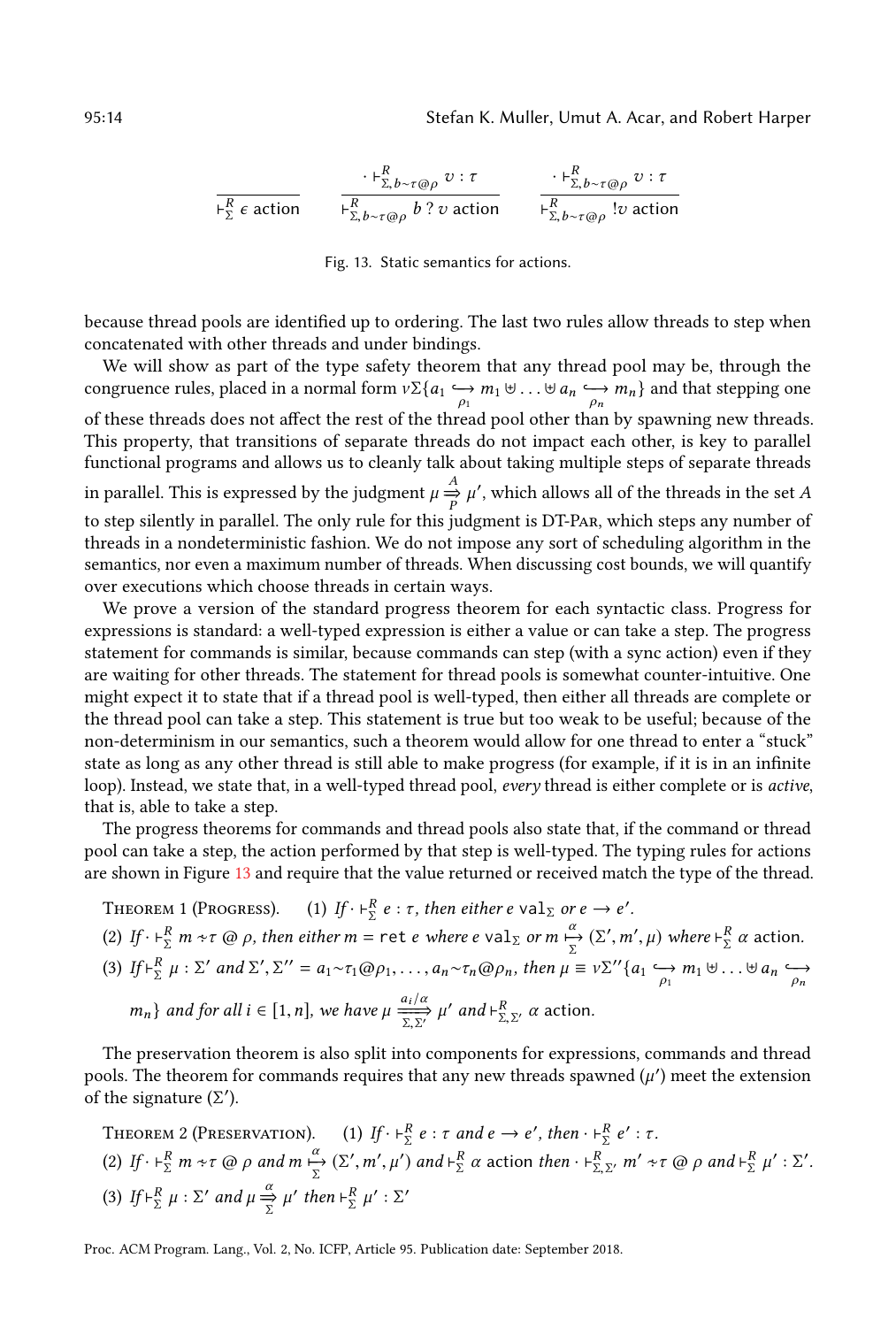$$\frac{}{\vdash^R_\Sigma \epsilon \text{ action}} \qquad \frac{\cdot \vdash^R_{\Sigma, b\sim\tau@\rho} v : \tau}{\vdash^R_{\Sigma, b\sim\tau@\rho} b \mathrel{?} v \text{ action}} \qquad \frac{\cdot \vdash^R_{\Sigma, b\sim\tau@\rho} v : \tau}{\vdash^R_{\Sigma, b\sim\tau@\rho} !v \text{ action}}$$

Fig. 13. Static semantics for actions.

because thread pools are identified up to ordering. The last two rules allow threads to step when concatenated with other threads and under bindings.

We will show as part of the type safety theorem that any thread pool may be, through the congruence rules, placed in a normal form $\nu\Sigma\{a_1 \underset{\rho_1}{\hookrightarrow} m_1 \uplus \ldots \uplus a_n \underset{\rho_n}{\hookrightarrow} m_n\}$ and that stepping one of these threads does not affect the rest of the thread pool other than by spawning new threads. This property, that transitions of separate threads do not impact each other, is key to parallel functional programs and allows us to cleanly talk about taking multiple steps of separate threads in parallel. This is expressed by the judgment $\mu \overset{A}{\underset{P}{\Rightarrow}} \mu'$, which allows all of the threads in the set $A$ to step silently in parallel. The only rule for this judgment is DT-Par, which steps any number of threads in a nondeterministic fashion. We do not impose any sort of scheduling algorithm in the semantics, nor even a maximum number of threads. When discussing cost bounds, we will quantify over executions which choose threads in certain ways.

We prove a version of the standard progress theorem for each syntactic class. Progress for expressions is standard: a well-typed expression is either a value or can take a step. The progress statement for commands is similar, because commands can step (with a sync action) even if they are waiting for other threads. The statement for thread pools is somewhat counter-intuitive. One might expect it to state that if a thread pool is well-typed, then either all threads are complete or the thread pool can take a step. This statement is true but too weak to be useful; because of the non-determinism in our semantics, such a theorem would allow for one thread to enter a "stuck" state as long as any other thread is still able to make progress (for example, if it is in an infinite loop). Instead, we state that, in a well-typed thread pool, *every* thread is either complete or is *active*, that is, able to take a step.

The progress theorems for commands and thread pools also state that, if the command or thread pool can take a step, the action performed by that step is well-typed. The typing rules for actions are shown in Figure 13 and require that the value returned or received match the type of the thread.

Theorem 1 (Progress). (1) *If* $\cdot \vdash^R_\Sigma e : \tau$*, then either* $e \ \mathtt{val}_\Sigma$ *or* $e \longrightarrow e'$*.*

(2) *If* $\cdot \vdash^R_\Sigma m \div \tau \mathbin{@} \rho$*, then either* $m = \mathtt{ret}\ e$ *where* $e \ \mathtt{val}_\Sigma$ *or* $m \overset{\alpha}{\underset{\Sigma}{\longmapsto}} (\Sigma', m', \mu)$ *where* $\vdash^R_\Sigma \alpha$ action*.*

(3) *If* $\vdash^R_\Sigma \mu : \Sigma'$ *and* $\Sigma', \Sigma'' = a_1{\sim}\tau_1@\rho_1, \ldots, a_n{\sim}\tau_n@\rho_n$*, then* $\mu \equiv \nu\Sigma''\{a_1 \underset{\rho_1}{\hookrightarrow} m_1 \uplus \ldots \uplus a_n \underset{\rho_n}{\hookrightarrow} m_n\}$ *and for all* $i \in [1, n]$*, we have* $\mu \overset{a_i/\alpha}{\underset{\Sigma,\Sigma'}{\Longrightarrow}} \mu'$ *and* $\vdash^R_{\Sigma,\Sigma'} \alpha$ action*.*

The preservation theorem is also split into components for expressions, commands and thread pools. The theorem for commands requires that any new threads spawned ($\mu'$) meet the extension of the signature ($\Sigma'$).

Theorem 2 (Preservation). (1) *If* $\cdot \vdash^R_\Sigma e : \tau$ *and* $e \longrightarrow e'$*, then* $\cdot \vdash^R_\Sigma e' : \tau$*.*

(2) *If* $\cdot \vdash^R_\Sigma m \div \tau \mathbin{@} \rho$ *and* $m \overset{\alpha}{\underset{\Sigma}{\longmapsto}} (\Sigma', m', \mu')$ *and* $\vdash^R_\Sigma \alpha$ action *then* $\cdot \vdash^R_{\Sigma,\Sigma'} m' \div \tau \mathbin{@} \rho$ *and* $\vdash^R_\Sigma \mu' : \Sigma'$*.*

(3) *If* $\vdash^R_\Sigma \mu : \Sigma'$ *and* $\mu \overset{\alpha}{\underset{\Sigma}{\Rightarrow}} \mu'$ *then* $\vdash^R_\Sigma \mu' : \Sigma'$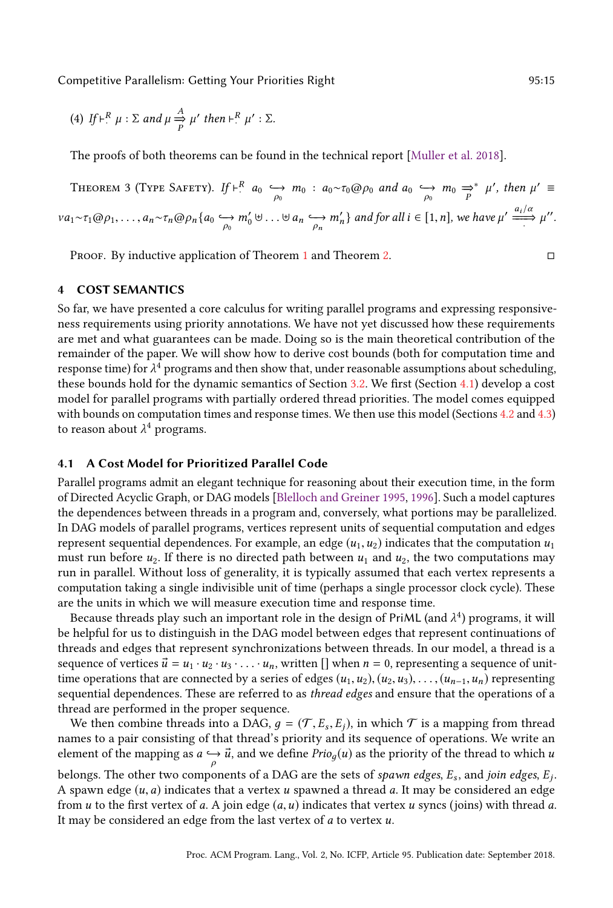(4) *If* $\vdash^R_{\cdot} \mu : \Sigma$ *and* $\mu \overset{A}{\underset{P}{\Rightarrow}} \mu'$ *then* $\vdash^R_{\cdot} \mu' : \Sigma$.

The proofs of both theorems can be found in the technical report [Muller et al. 2018].

Theorem 3 (Type Safety). *If* $\vdash^R_{\cdot} a_0 \underset{\rho_0}{\hookrightarrow} m_0 : a_0{\sim}\tau_0@\rho_0$ *and* $a_0 \underset{\rho_0}{\hookrightarrow} m_0 \overset{*}{\underset{P}{\Rightarrow}} \mu'$, *then* $\mu' \equiv \nu a_1{\sim}\tau_1@\rho_1, \ldots, a_n{\sim}\tau_n@\rho_n\{a_0 \underset{\rho_0}{\hookrightarrow} m'_0 \uplus \ldots \uplus a_n \underset{\rho_n}{\hookrightarrow} m'_n\}$ *and for all* $i \in [1, n]$, *we have* $\mu' \overset{a_i/\alpha}{\underset{\cdot}{\Longrightarrow}} \mu''$.

Proof. By inductive application of Theorem 1 and Theorem 2. □

## 4 COST SEMANTICS

So far, we have presented a core calculus for writing parallel programs and expressing responsiveness requirements using priority annotations. We have not yet discussed how these requirements are met and what guarantees can be made. Doing so is the main theoretical contribution of the remainder of the paper. We will show how to derive cost bounds (both for computation time and response time) for $\lambda^4$ programs and then show that, under reasonable assumptions about scheduling, these bounds hold for the dynamic semantics of Section 3.2. We first (Section 4.1) develop a cost model for parallel programs with partially ordered thread priorities. The model comes equipped with bounds on computation times and response times. We then use this model (Sections 4.2 and 4.3) to reason about $\lambda^4$ programs.

### 4.1 A Cost Model for Prioritized Parallel Code

Parallel programs admit an elegant technique for reasoning about their execution time, in the form of Directed Acyclic Graph, or DAG models [Blelloch and Greiner 1995, 1996]. Such a model captures the dependences between threads in a program and, conversely, what portions may be parallelized. In DAG models of parallel programs, vertices represent units of sequential computation and edges represent sequential dependences. For example, an edge $(u_1, u_2)$ indicates that the computation $u_1$ must run before $u_2$. If there is no directed path between $u_1$ and $u_2$, the two computations may run in parallel. Without loss of generality, it is typically assumed that each vertex represents a computation taking a single indivisible unit of time (perhaps a single processor clock cycle). These are the units in which we will measure execution time and response time.

Because threads play such an important role in the design of PriML (and $\lambda^4$) programs, it will be helpful for us to distinguish in the DAG model between edges that represent continuations of threads and edges that represent synchronizations between threads. In our model, a thread is a sequence of vertices $\vec{u} = u_1 \cdot u_2 \cdot u_3 \cdot \ldots \cdot u_n$, written [] when $n = 0$, representing a sequence of unit-time operations that are connected by a series of edges $(u_1, u_2), (u_2, u_3), \ldots, (u_{n-1}, u_n)$ representing sequential dependences. These are referred to as *thread edges* and ensure that the operations of a thread are performed in the proper sequence.

We then combine threads into a DAG, $g = (\mathcal{T}, E_s, E_j)$, in which $\mathcal{T}$ is a mapping from thread names to a pair consisting of that thread's priority and its sequence of operations. We write an element of the mapping as $a \underset{\rho}{\hookrightarrow} \vec{u}$, and we define $Prio_g(u)$ as the priority of the thread to which $u$ belongs. The other two components of a DAG are the sets of *spawn edges*, $E_s$, and *join edges*, $E_j$. A spawn edge $(u, a)$ indicates that a vertex $u$ spawned a thread $a$. It may be considered an edge from $u$ to the first vertex of $a$. A join edge $(a, u)$ indicates that vertex $u$ syncs (joins) with thread $a$. It may be considered an edge from the last vertex of $a$ to vertex $u$.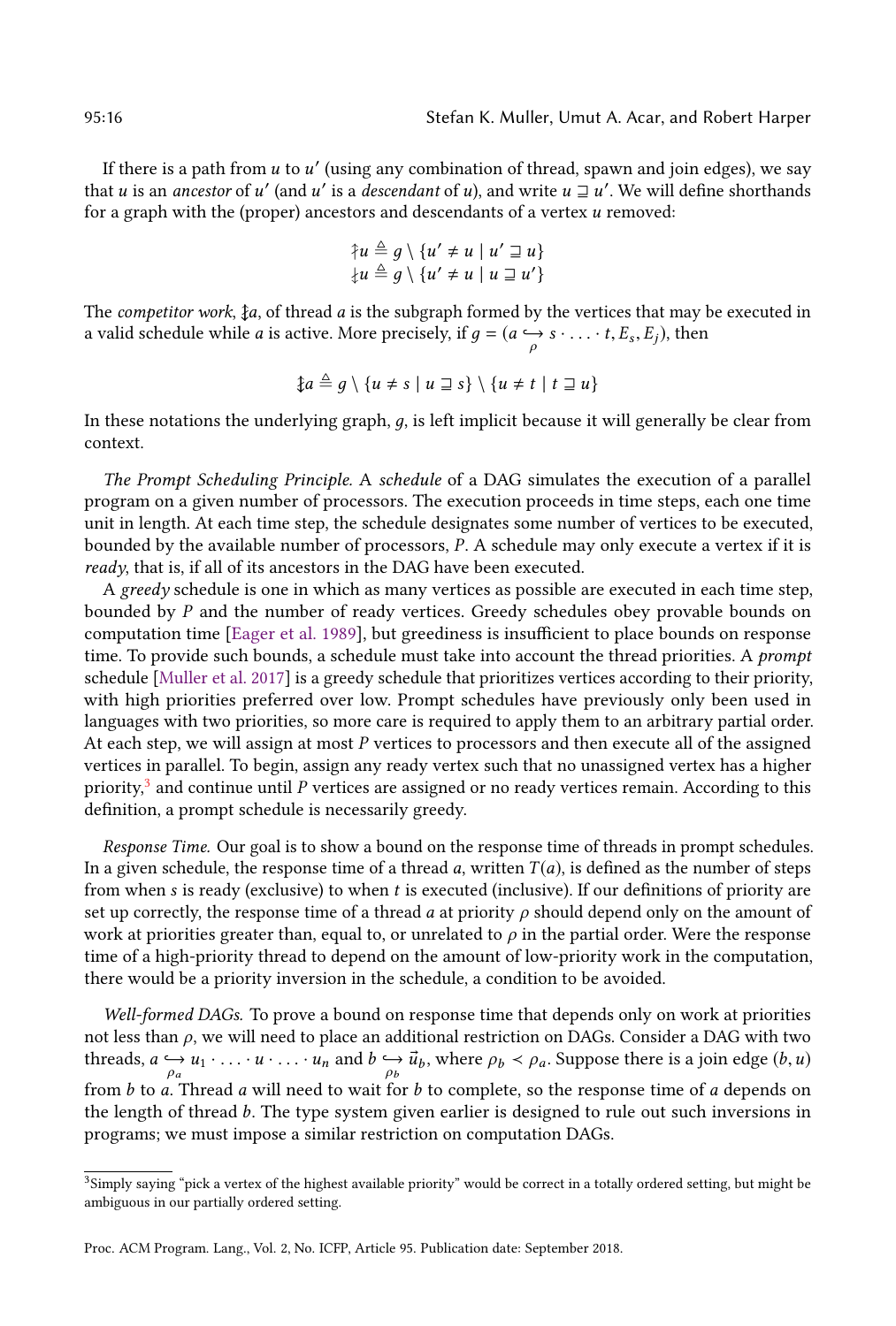If there is a path from $u$ to $u'$ (using any combination of thread, spawn and join edges), we say that $u$ is an *ancestor* of $u'$ (and $u'$ is a *descendant* of $u$), and write $u \sqsupseteq u'$. We will define shorthands for a graph with the (proper) ancestors and descendants of a vertex $u$ removed:

$$\nmid\!\!\uparrow u \triangleq g \setminus \{u' \neq u \mid u' \sqsupseteq u\}$$
$$\nmid\!\!\downarrow u \triangleq g \setminus \{u' \neq u \mid u \sqsupseteq u'\}$$

The *competitor work*, $\updownarrow a$, of thread $a$ is the subgraph formed by the vertices that may be executed in a valid schedule while $a$ is active. More precisely, if $g = (a \underset{\rho}{\hookrightarrow} s \cdot \ldots \cdot t, E_s, E_j)$, then

$$\updownarrow a \triangleq g \setminus \{u \neq s \mid u \sqsupseteq s\} \setminus \{u \neq t \mid t \sqsupseteq u\}$$

In these notations the underlying graph, $g$, is left implicit because it will generally be clear from context.

*The Prompt Scheduling Principle.* A *schedule* of a DAG simulates the execution of a parallel program on a given number of processors. The execution proceeds in time steps, each one time unit in length. At each time step, the schedule designates some number of vertices to be executed, bounded by the available number of processors, $P$. A schedule may only execute a vertex if it is *ready*, that is, if all of its ancestors in the DAG have been executed.

A *greedy* schedule is one in which as many vertices as possible are executed in each time step, bounded by $P$ and the number of ready vertices. Greedy schedules obey provable bounds on computation time [Eager et al. 1989], but greediness is insufficient to place bounds on response time. To provide such bounds, a schedule must take into account the thread priorities. A *prompt* schedule [Muller et al. 2017] is a greedy schedule that prioritizes vertices according to their priority, with high priorities preferred over low. Prompt schedules have previously only been used in languages with two priorities, so more care is required to apply them to an arbitrary partial order. At each step, we will assign at most $P$ vertices to processors and then execute all of the assigned vertices in parallel. To begin, assign any ready vertex such that no unassigned vertex has a higher priority,[3] and continue until $P$ vertices are assigned or no ready vertices remain. According to this definition, a prompt schedule is necessarily greedy.

*Response Time.* Our goal is to show a bound on the response time of threads in prompt schedules. In a given schedule, the response time of a thread $a$, written $T(a)$, is defined as the number of steps from when $s$ is ready (exclusive) to when $t$ is executed (inclusive). If our definitions of priority are set up correctly, the response time of a thread $a$ at priority $\rho$ should depend only on the amount of work at priorities greater than, equal to, or unrelated to $\rho$ in the partial order. Were the response time of a high-priority thread to depend on the amount of low-priority work in the computation, there would be a priority inversion in the schedule, a condition to be avoided.

*Well-formed DAGs.* To prove a bound on response time that depends only on work at priorities not less than $\rho$, we will need to place an additional restriction on DAGs. Consider a DAG with two threads, $a \underset{\rho_a}{\hookrightarrow} u_1 \cdot \ldots \cdot u \cdot \ldots \cdot u_n$ and $b \underset{\rho_b}{\hookrightarrow} \vec{u}_b$, where $\rho_b \prec \rho_a$. Suppose there is a join edge $(b, u)$ from $b$ to $a$. Thread $a$ will need to wait for $b$ to complete, so the response time of $a$ depends on the length of thread $b$. The type system given earlier is designed to rule out such inversions in programs; we must impose a similar restriction on computation DAGs.

[3] Simply saying "pick a vertex of the highest available priority" would be correct in a totally ordered setting, but might be ambiguous in our partially ordered setting.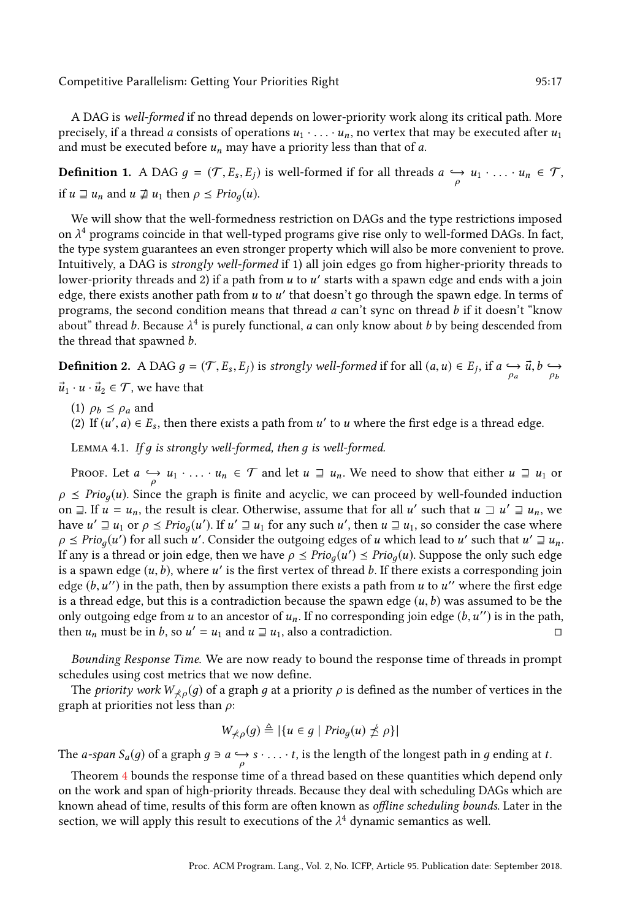A DAG is *well-formed* if no thread depends on lower-priority work along its critical path. More precisely, if a thread $a$ consists of operations $u_1 \cdot \ldots \cdot u_n$, no vertex that may be executed after $u_1$ and must be executed before $u_n$ may have a priority less than that of $a$.

**Definition 1.** A DAG $g = (\mathcal{T}, E_s, E_j)$ is well-formed if for all threads $a \underset{\rho}{\hookrightarrow} u_1 \cdot \ldots \cdot u_n \in \mathcal{T}$, if $u \sqsupseteq u_n$ and $u \not\sqsupseteq u_1$ then $\rho \preceq Prio_g(u)$.

We will show that the well-formedness restriction on DAGs and the type restrictions imposed on $\lambda^4$ programs coincide in that well-typed programs give rise only to well-formed DAGs. In fact, the type system guarantees an even stronger property which will also be more convenient to prove. Intuitively, a DAG is *strongly well-formed* if 1) all join edges go from higher-priority threads to lower-priority threads and 2) if a path from $u$ to $u'$ starts with a spawn edge and ends with a join edge, there exists another path from $u$ to $u'$ that doesn't go through the spawn edge. In terms of programs, the second condition means that thread $a$ can't sync on thread $b$ if it doesn't "know about" thread $b$. Because $\lambda^4$ is purely functional, $a$ can only know about $b$ by being descended from the thread that spawned $b$.

**Definition 2.** A DAG $g = (\mathcal{T}, E_s, E_j)$ is *strongly well-formed* if for all $(a, u) \in E_j$, if $a \underset{\rho_a}{\hookrightarrow} \vec{u}, b \underset{\rho_b}{\hookrightarrow} \vec{u}_1 \cdot u \cdot \vec{u}_2 \in \mathcal{T}$, we have that

(1) $\rho_b \preceq \rho_a$ and
(2) If $(u', a) \in E_s$, then there exists a path from $u'$ to $u$ where the first edge is a thread edge.

Lemma 4.1. *If $g$ is strongly well-formed, then $g$ is well-formed.*

Proof. Let $a \underset{\rho}{\hookrightarrow} u_1 \cdot \ldots \cdot u_n \in \mathcal{T}$ and let $u \sqsupseteq u_n$. We need to show that either $u \sqsupseteq u_1$ or $\rho \preceq Prio_g(u)$. Since the graph is finite and acyclic, we can proceed by well-founded induction on $\sqsupseteq$. If $u = u_n$, the result is clear. Otherwise, assume that for all $u'$ such that $u \sqsupset u' \sqsupseteq u_n$, we have $u' \sqsupseteq u_1$ or $\rho \preceq Prio_g(u')$. If $u' \sqsupseteq u_1$ for any such $u'$, then $u \sqsupseteq u_1$, so consider the case where $\rho \preceq Prio_g(u')$ for all such $u'$. Consider the outgoing edges of $u$ which lead to $u'$ such that $u' \sqsupseteq u_n$. If any is a thread or join edge, then we have $\rho \preceq Prio_g(u') \preceq Prio_g(u)$. Suppose the only such edge is a spawn edge $(u, b)$, where $u'$ is the first vertex of thread $b$. If there exists a corresponding join edge $(b, u'')$ in the path, then by assumption there exists a path from $u$ to $u''$ where the first edge is a thread edge, but this is a contradiction because the spawn edge $(u, b)$ was assumed to be the only outgoing edge from $u$ to an ancestor of $u_n$. If no corresponding join edge $(b, u'')$ is in the path, then $u_n$ must be in $b$, so $u' = u_1$ and $u \sqsupseteq u_1$, also a contradiction. □

*Bounding Response Time.* We are now ready to bound the response time of threads in prompt schedules using cost metrics that we now define.

The *priority work* $W_{\not\prec\rho}(g)$ of a graph $g$ at a priority $\rho$ is defined as the number of vertices in the graph at priorities not less than $\rho$:

$$W_{\not\prec\rho}(g) \triangleq |\{u \in g \mid Prio_g(u) \not\preceq \rho\}|$$

The *a-span* $S_a(g)$ of a graph $g \ni a \underset{\rho}{\hookrightarrow} s \cdot \ldots \cdot t$, is the length of the longest path in $g$ ending at $t$.

Theorem 4 bounds the response time of a thread based on these quantities which depend only on the work and span of high-priority threads. Because they deal with scheduling DAGs which are known ahead of time, results of this form are often known as *offline scheduling bounds*. Later in the section, we will apply this result to executions of the $\lambda^4$ dynamic semantics as well.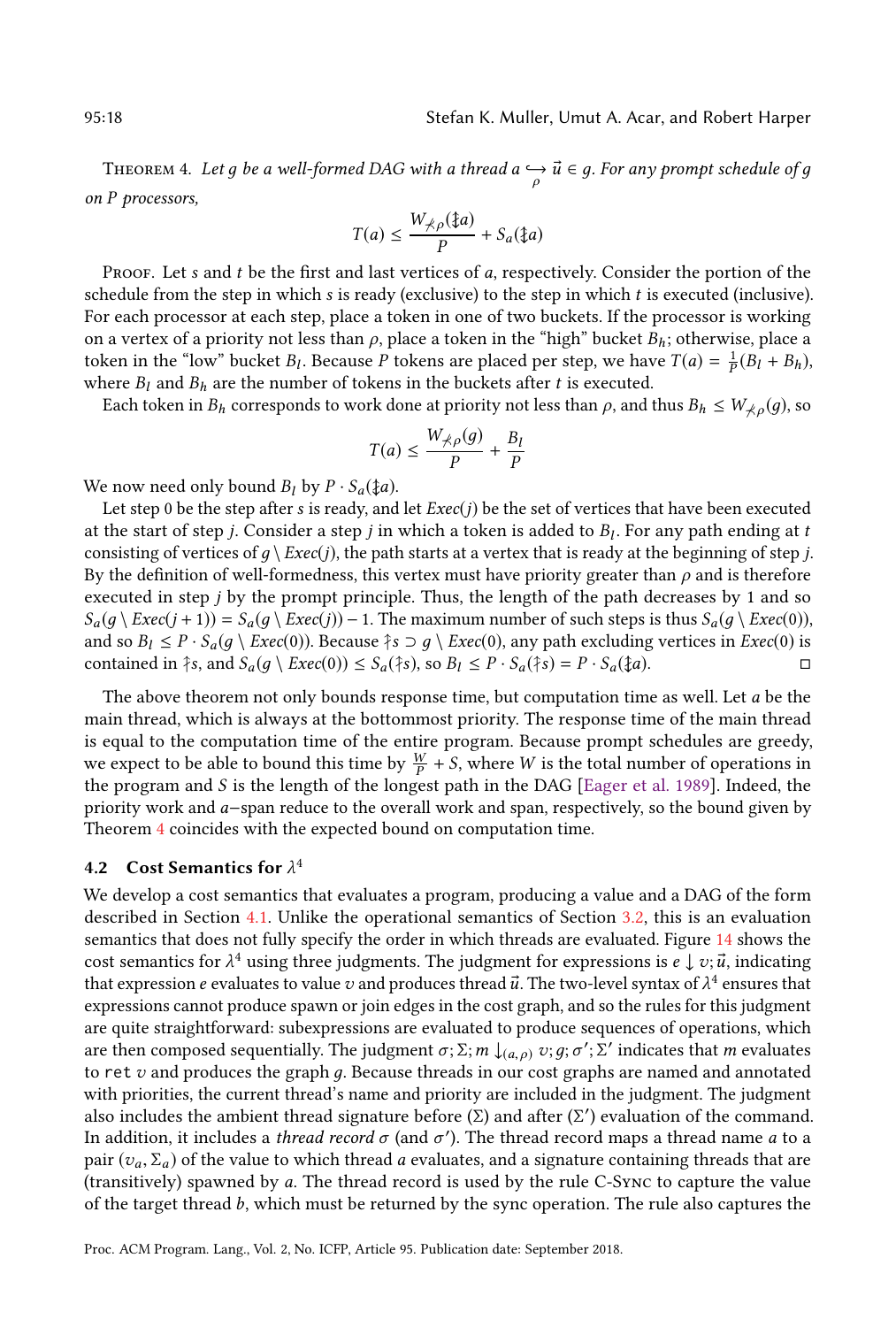**Theorem 4.** *Let $g$ be a well-formed DAG with a thread $a \underset{\rho}{\hookrightarrow} \vec{u} \in g$. For any prompt schedule of $g$ on $P$ processors,*

$$T(a) \leq \frac{W_{\not<\rho}(\ddagger a)}{P} + S_a(\ddagger a)$$

*Proof.* Let $s$ and $t$ be the first and last vertices of $a$, respectively. Consider the portion of the schedule from the step in which $s$ is ready (exclusive) to the step in which $t$ is executed (inclusive). For each processor at each step, place a token in one of two buckets. If the processor is working on a vertex of a priority not less than $\rho$, place a token in the "high" bucket $B_h$; otherwise, place a token in the "low" bucket $B_l$. Because $P$ tokens are placed per step, we have $T(a) = \frac{1}{P}(B_l + B_h)$, where $B_l$ and $B_h$ are the number of tokens in the buckets after $t$ is executed.

Each token in $B_h$ corresponds to work done at priority not less than $\rho$, and thus $B_h \leq W_{\not<\rho}(g)$, so

$$T(a) \leq \frac{W_{\not<\rho}(g)}{P} + \frac{B_l}{P}$$

We now need only bound $B_l$ by $P \cdot S_a(\ddagger a)$.

Let step 0 be the step after $s$ is ready, and let $Exec(j)$ be the set of vertices that have been executed at the start of step $j$. Consider a step $j$ in which a token is added to $B_l$. For any path ending at $t$ consisting of vertices of $g \setminus Exec(j)$, the path starts at a vertex that is ready at the beginning of step $j$. By the definition of well-formedness, this vertex must have priority greater than $\rho$ and is therefore executed in step $j$ by the prompt principle. Thus, the length of the path decreases by 1 and so $S_a(g \setminus Exec(j+1)) = S_a(g \setminus Exec(j)) - 1$. The maximum number of such steps is thus $S_a(g \setminus Exec(0))$, and so $B_l \leq P \cdot S_a(g \setminus Exec(0))$. Because $\dagger s \supset g \setminus Exec(0)$, any path excluding vertices in $Exec(0)$ is contained in $\dagger s$, and $S_a(g \setminus Exec(0)) \leq S_a(\dagger s)$, so $B_l \leq P \cdot S_a(\dagger s) = P \cdot S_a(\ddagger a)$. □

The above theorem not only bounds response time, but computation time as well. Let $a$ be the main thread, which is always at the bottommost priority. The response time of the main thread is equal to the computation time of the entire program. Because prompt schedules are greedy, we expect to be able to bound this time by $\frac{W}{P} + S$, where $W$ is the total number of operations in the program and $S$ is the length of the longest path in the DAG [Eager et al. 1989]. Indeed, the priority work and $a$–span reduce to the overall work and span, respectively, so the bound given by Theorem 4 coincides with the expected bound on computation time.

### 4.2 Cost Semantics for $\lambda^4$

We develop a cost semantics that evaluates a program, producing a value and a DAG of the form described in Section 4.1. Unlike the operational semantics of Section 3.2, this is an evaluation semantics that does not fully specify the order in which threads are evaluated. Figure 14 shows the cost semantics for $\lambda^4$ using three judgments. The judgment for expressions is $e \downarrow v; \vec{u}$, indicating that expression $e$ evaluates to value $v$ and produces thread $\vec{u}$. The two-level syntax of $\lambda^4$ ensures that expressions cannot produce spawn or join edges in the cost graph, and so the rules for this judgment are quite straightforward: subexpressions are evaluated to produce sequences of operations, which are then composed sequentially. The judgment $\sigma; \Sigma; m \downarrow_{(a,\rho)} v; g; \sigma'; \Sigma'$ indicates that $m$ evaluates to `ret` $v$ and produces the graph $g$. Because threads in our cost graphs are named and annotated with priorities, the current thread's name and priority are included in the judgment. The judgment also includes the ambient thread signature before ($\Sigma$) and after ($\Sigma'$) evaluation of the command. In addition, it includes a *thread record* $\sigma$ (and $\sigma'$). The thread record maps a thread name $a$ to a pair $(v_a, \Sigma_a)$ of the value to which thread $a$ evaluates, and a signature containing threads that are (transitively) spawned by $a$. The thread record is used by the rule C-Sync to capture the value of the target thread $b$, which must be returned by the sync operation. The rule also captures the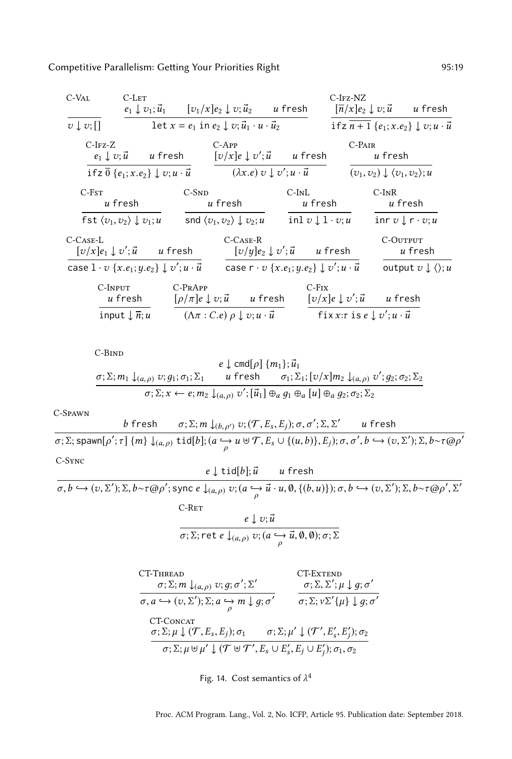$$\text{C-Val}\quad \frac{}{v \downarrow v; []}$$

$$\text{C-Let}\quad \frac{e_1 \downarrow v_1; \vec{u}_1 \qquad [v_1/x]e_2 \downarrow v; \vec{u}_2 \qquad u \text{ fresh}}{\texttt{let } x = e_1 \texttt{ in } e_2 \downarrow v; \vec{u}_1 \cdot u \cdot \vec{u}_2}$$

$$\text{C-Ifz-NZ}\quad \frac{[\overline{n}/x]e_2 \downarrow v; \vec{u} \qquad u \text{ fresh}}{\texttt{ifz } \overline{n+1} \; \{e_1; x.e_2\} \downarrow v; u \cdot \vec{u}}$$

$$\text{C-Ifz-Z}\quad \frac{e_1 \downarrow v; \vec{u} \qquad u \text{ fresh}}{\texttt{ifz } \overline{0} \; \{e_1; x.e_2\} \downarrow v; u \cdot \vec{u}}$$

$$\text{C-App}\quad \frac{[v/x]e \downarrow v'; \vec{u} \qquad u \text{ fresh}}{(\lambda x.e) \; v \downarrow v'; u \cdot \vec{u}}$$

$$\text{C-Pair}\quad \frac{u \text{ fresh}}{(v_1, v_2) \downarrow \langle v_1, v_2 \rangle; u}$$

$$\text{C-Fst}\quad \frac{u \text{ fresh}}{\texttt{fst } \langle v_1, v_2 \rangle \downarrow v_1; u}$$

$$\text{C-Snd}\quad \frac{u \text{ fresh}}{\texttt{snd } \langle v_1, v_2 \rangle \downarrow v_2; u}$$

$$\text{C-InL}\quad \frac{u \text{ fresh}}{\texttt{inl } v \downarrow \texttt{l} \cdot v; u}$$

$$\text{C-InR}\quad \frac{u \text{ fresh}}{\texttt{inr } v \downarrow \texttt{r} \cdot v; u}$$

$$\text{C-Case-L}\quad \frac{[v/x]e_1 \downarrow v'; \vec{u} \qquad u \text{ fresh}}{\texttt{case l} \cdot v \; \{x.e_1; y.e_2\} \downarrow v'; u \cdot \vec{u}}$$

$$\text{C-Case-R}\quad \frac{[v/y]e_2 \downarrow v'; \vec{u} \qquad u \text{ fresh}}{\texttt{case r} \cdot v \; \{x.e_1; y.e_2\} \downarrow v'; u \cdot \vec{u}}$$

$$\text{C-Output}\quad \frac{u \text{ fresh}}{\texttt{output } v \downarrow \langle\rangle; u}$$

$$\text{C-Input}\quad \frac{u \text{ fresh}}{\texttt{input} \downarrow \overline{n}; u}$$

$$\text{C-PrApp}\quad \frac{[\rho/\pi]e \downarrow v; \vec{u} \qquad u \text{ fresh}}{(\Lambda\pi : C.e) \; \rho \downarrow v; u \cdot \vec{u}}$$

$$\text{C-Fix}\quad \frac{[v/x]e \downarrow v'; \vec{u} \qquad u \text{ fresh}}{\texttt{fix } x{:}\tau \texttt{ is } e \downarrow v'; u \cdot \vec{u}}$$

$$\text{C-Bind}\quad \frac{e \downarrow \texttt{cmd}[\rho] \; \{m_1\}; \vec{u}_1 \qquad \sigma; \Sigma; m_1 \downarrow_{(a,\rho)} v; g_1; \sigma_1; \Sigma_1 \qquad u \text{ fresh} \qquad \sigma_1; \Sigma_1; [v/x]m_2 \downarrow_{(a,\rho)} v'; g_2; \sigma_2; \Sigma_2}{\sigma; \Sigma; x \leftarrow e; m_2 \downarrow_{(a,\rho)} v'; [\vec{u}_1] \oplus_a g_1 \oplus_a [u] \oplus_a g_2; \sigma_2; \Sigma_2}$$

$$\text{C-Spawn}\quad \frac{b \text{ fresh} \qquad \sigma; \Sigma; m \downarrow_{(b,\rho')} v; (\mathcal{T}, E_s, E_j); \sigma, \sigma'; \Sigma, \Sigma' \qquad u \text{ fresh}}{\sigma; \Sigma; \texttt{spawn}[\rho'; \tau] \; \{m\} \downarrow_{(a,\rho)} \texttt{tid}[b]; (a \underset{\rho}{\hookrightarrow} u \uplus \mathcal{T}, E_s \cup \{(u,b)\}, E_j); \sigma, \sigma', b \hookrightarrow (v, \Sigma'); \Sigma, b{\sim}\tau@\rho'}$$

$$\text{C-Sync}\quad \frac{e \downarrow \texttt{tid}[b]; \vec{u} \qquad u \text{ fresh}}{\sigma, b \hookrightarrow (v, \Sigma'); \Sigma, b{\sim}\tau@\rho'; \texttt{sync } e \downarrow_{(a,\rho)} v; (a \underset{\rho}{\hookrightarrow} \vec{u} \cdot u, \emptyset, \{(b,u)\}); \sigma, b \hookrightarrow (v, \Sigma'); \Sigma, b{\sim}\tau@\rho', \Sigma'}$$

$$\text{C-Ret}\quad \frac{e \downarrow v; \vec{u}}{\sigma; \Sigma; \texttt{ret } e \downarrow_{(a,\rho)} v; (a \underset{\rho}{\hookrightarrow} \vec{u}, \emptyset, \emptyset); \sigma; \Sigma}$$

$$\text{CT-Thread}\quad \frac{\sigma; \Sigma; m \downarrow_{(a,\rho)} v; g; \sigma'; \Sigma'}{\sigma, a \hookrightarrow (v, \Sigma'); \Sigma; a \underset{\rho}{\hookrightarrow} m \downarrow g; \sigma'}$$

$$\text{CT-Extend}\quad \frac{\sigma; \Sigma, \Sigma'; \mu \downarrow g; \sigma'}{\sigma; \Sigma; \nu\Sigma'\{\mu\} \downarrow g; \sigma'}$$

$$\text{CT-Concat}\quad \frac{\sigma; \Sigma; \mu \downarrow (\mathcal{T}, E_s, E_j); \sigma_1 \qquad \sigma; \Sigma; \mu' \downarrow (\mathcal{T}', E_s', E_j'); \sigma_2}{\sigma; \Sigma; \mu \uplus \mu' \downarrow (\mathcal{T} \uplus \mathcal{T}', E_s \cup E_s', E_j \cup E_j'); \sigma_1, \sigma_2}$$

Fig. 14. Cost semantics of $\lambda^4$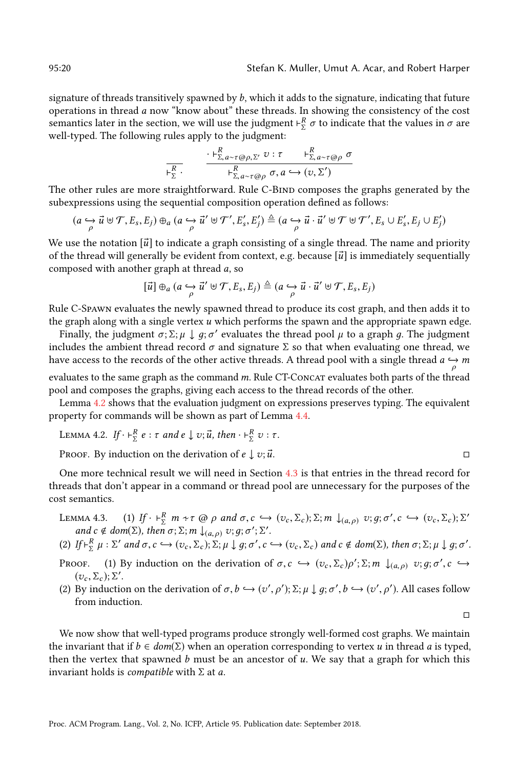signature of threads transitively spawned by $b$, which it adds to the signature, indicating that future operations in thread $a$ now "know about" these threads. In showing the consistency of the cost semantics later in the section, we will use the judgment $\vdash^R_\Sigma \sigma$ to indicate that the values in $\sigma$ are well-typed. The following rules apply to the judgment:

$$\frac{}{\vdash^R_\Sigma \cdot} \qquad \frac{\cdot \vdash^R_{\Sigma, a\sim\tau@\rho, \Sigma'} v : \tau \qquad \vdash^R_{\Sigma, a\sim\tau@\rho} \sigma}{\vdash^R_{\Sigma, a\sim\tau@\rho} \sigma, a \hookrightarrow (v, \Sigma')}$$

The other rules are more straightforward. Rule C-Bind composes the graphs generated by the subexpressions using the sequential composition operation defined as follows:

$$(a \underset{\rho}{\hookrightarrow} \vec{u} \uplus \mathcal{T}, E_s, E_j) \oplus_a (a \underset{\rho}{\hookrightarrow} \vec{u}' \uplus \mathcal{T}', E'_s, E'_j) \triangleq (a \underset{\rho}{\hookrightarrow} \vec{u} \cdot \vec{u}' \uplus \mathcal{T} \uplus \mathcal{T}', E_s \cup E'_s, E_j \cup E'_j)$$

We use the notation $[\vec{u}]$ to indicate a graph consisting of a single thread. The name and priority of the thread will generally be evident from context, e.g. because $[\vec{u}]$ is immediately sequentially composed with another graph at thread $a$, so

$$[\vec{u}] \oplus_a (a \underset{\rho}{\hookrightarrow} \vec{u}' \uplus \mathcal{T}, E_s, E_j) \triangleq (a \underset{\rho}{\hookrightarrow} \vec{u} \cdot \vec{u}' \uplus \mathcal{T}, E_s, E_j)$$

Rule C-Spawn evaluates the newly spawned thread to produce its cost graph, and then adds it to the graph along with a single vertex $u$ which performs the spawn and the appropriate spawn edge.

Finally, the judgment $\sigma; \Sigma; \mu \downarrow g; \sigma'$ evaluates the thread pool $\mu$ to a graph $g$. The judgment includes the ambient thread record $\sigma$ and signature $\Sigma$ so that when evaluating one thread, we have access to the records of the other active threads. A thread pool with a single thread $a \underset{\rho}{\hookrightarrow} m$ evaluates to the same graph as the command $m$. Rule CT-Concat evaluates both parts of the thread pool and composes the graphs, giving each access to the thread records of the other.

Lemma 4.2 shows that the evaluation judgment on expressions preserves typing. The equivalent property for commands will be shown as part of Lemma 4.4.

Lemma 4.2. *If* $\cdot \vdash^R_\Sigma e : \tau$ *and* $e \downarrow v; \vec{u}$*, then* $\cdot \vdash^R_\Sigma v : \tau$.

Proof. By induction on the derivation of $e \downarrow v; \vec{u}$. ◻

One more technical result we will need in Section 4.3 is that entries in the thread record for threads that don't appear in a command or thread pool are unnecessary for the purposes of the cost semantics.

Lemma 4.3. (1) *If* $\cdot \vdash^R_\Sigma m \div \tau @ \rho$ *and* $\sigma, c \hookrightarrow (v_c, \Sigma_c); \Sigma; m \downarrow_{(a,\rho)} v; g; \sigma', c \hookrightarrow (v_c, \Sigma_c); \Sigma'$ *and* $c \notin dom(\Sigma)$*, then* $\sigma; \Sigma; m \downarrow_{(a,\rho)} v; g; \sigma'; \Sigma'$.

(2) *If* $\vdash^R_\Sigma \mu : \Sigma'$ *and* $\sigma, c \hookrightarrow (v_c, \Sigma_c); \Sigma; \mu \downarrow g; \sigma', c \hookrightarrow (v_c, \Sigma_c)$ *and* $c \notin dom(\Sigma)$*, then* $\sigma; \Sigma; \mu \downarrow g; \sigma'$.

Proof. (1) By induction on the derivation of $\sigma, c \hookrightarrow (v_c, \Sigma_c)\rho'; \Sigma; m \downarrow_{(a,\rho)} v; g; \sigma', c \hookrightarrow (v_c, \Sigma_c); \Sigma'$.

(2) By induction on the derivation of $\sigma, b \hookrightarrow (v', \rho'); \Sigma; \mu \downarrow g; \sigma', b \hookrightarrow (v', \rho')$. All cases follow from induction.

◻

We now show that well-typed programs produce strongly well-formed cost graphs. We maintain the invariant that if $b \in dom(\Sigma)$ when an operation corresponding to vertex $u$ in thread $a$ is typed, then the vertex that spawned $b$ must be an ancestor of $u$. We say that a graph for which this invariant holds is *compatible* with $\Sigma$ at $a$.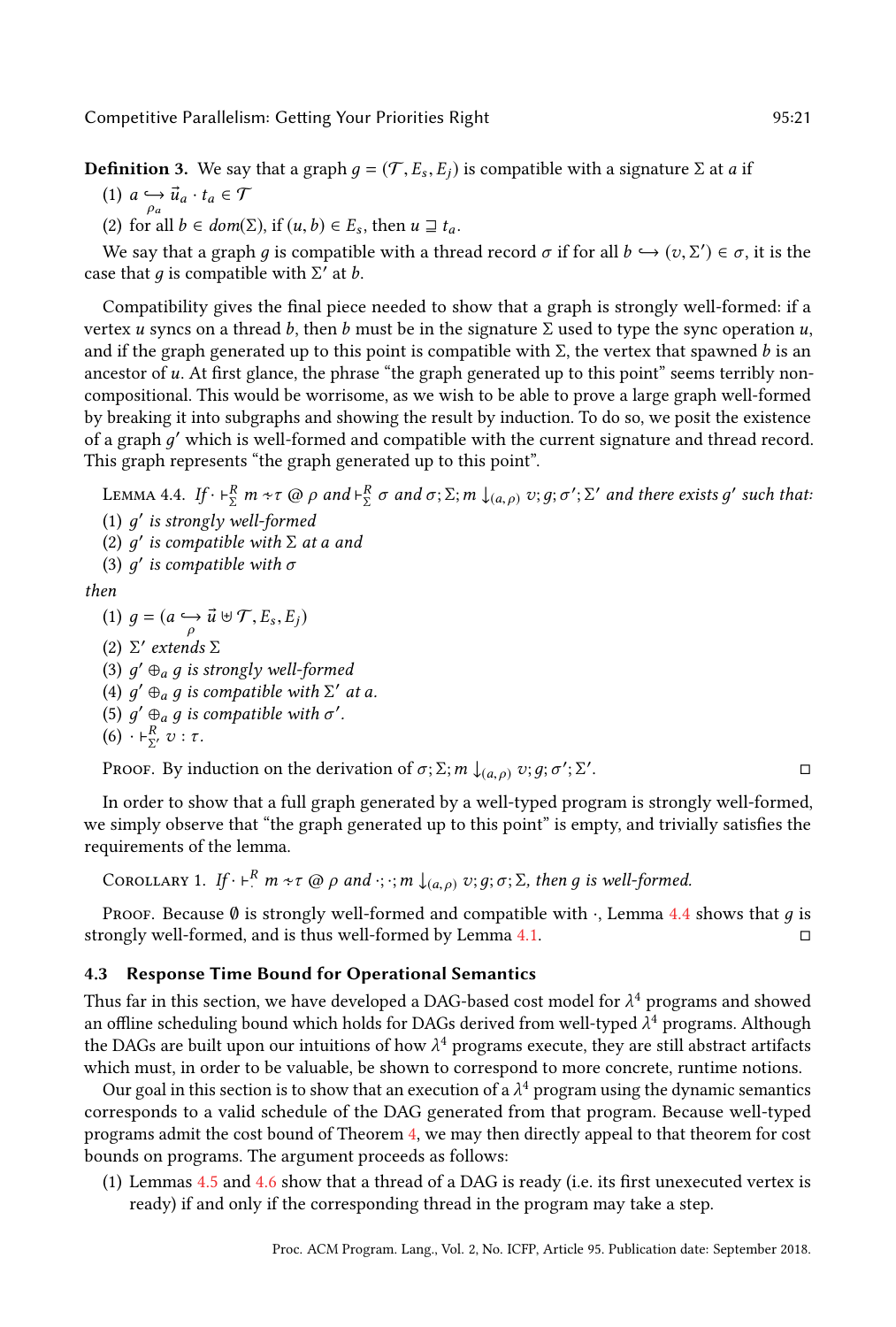**Definition 3.** We say that a graph $g = (\mathcal{T}, E_s, E_j)$ is compatible with a signature $\Sigma$ at $a$ if

(1) $a \underset{\rho_a}{\hookrightarrow} \vec{u}_a \cdot t_a \in \mathcal{T}$

(2) for all $b \in dom(\Sigma)$, if $(u, b) \in E_s$, then $u \sqsupseteq t_a$.

We say that a graph $g$ is compatible with a thread record $\sigma$ if for all $b \hookrightarrow (v, \Sigma') \in \sigma$, it is the case that $g$ is compatible with $\Sigma'$ at $b$.

Compatibility gives the final piece needed to show that a graph is strongly well-formed: if a vertex $u$ syncs on a thread $b$, then $b$ must be in the signature $\Sigma$ used to type the sync operation $u$, and if the graph generated up to this point is compatible with $\Sigma$, the vertex that spawned $b$ is an ancestor of $u$. At first glance, the phrase "the graph generated up to this point" seems terribly non-compositional. This would be worrisome, as we wish to be able to prove a large graph well-formed by breaking it into subgraphs and showing the result by induction. To do so, we posit the existence of a graph $g'$ which is well-formed and compatible with the current signature and thread record. This graph represents "the graph generated up to this point".

Lemma 4.4. *If $\cdot \vdash^R_\Sigma m \div \tau \ @ \ \rho$ and $\vdash^R_\Sigma \sigma$ and $\sigma; \Sigma; m \downarrow_{(a,\rho)} v; g; \sigma'; \Sigma'$ and there exists $g'$ such that:*

(1) *$g'$ is strongly well-formed*
(2) *$g'$ is compatible with $\Sigma$ at $a$ and*
(3) *$g'$ is compatible with $\sigma$*

*then*

(1) $g = (a \underset{\rho}{\hookrightarrow} \vec{u} \uplus \mathcal{T}, E_s, E_j)$
(2) *$\Sigma'$ extends $\Sigma$*
(3) *$g' \oplus_a g$ is strongly well-formed*
(4) *$g' \oplus_a g$ is compatible with $\Sigma'$ at $a$.*
(5) *$g' \oplus_a g$ is compatible with $\sigma'$.*
(6) $\cdot \vdash^R_{\Sigma'} v : \tau$.

Proof. By induction on the derivation of $\sigma; \Sigma; m \downarrow_{(a,\rho)} v; g; \sigma'; \Sigma'$. ◻

In order to show that a full graph generated by a well-typed program is strongly well-formed, we simply observe that "the graph generated up to this point" is empty, and trivially satisfies the requirements of the lemma.

Corollary 1. *If $\cdot \vdash^R_{\cdot} m \div \tau \ @ \ \rho$ and $\cdot; \cdot; m \downarrow_{(a,\rho)} v; g; \sigma; \Sigma$, then $g$ is well-formed.*

Proof. Because $\emptyset$ is strongly well-formed and compatible with $\cdot$, Lemma 4.4 shows that $g$ is strongly well-formed, and is thus well-formed by Lemma 4.1. ◻

### 4.3 Response Time Bound for Operational Semantics

Thus far in this section, we have developed a DAG-based cost model for $\lambda^4$ programs and showed an offline scheduling bound which holds for DAGs derived from well-typed $\lambda^4$ programs. Although the DAGs are built upon our intuitions of how $\lambda^4$ programs execute, they are still abstract artifacts which must, in order to be valuable, be shown to correspond to more concrete, runtime notions.

Our goal in this section is to show that an execution of a $\lambda^4$ program using the dynamic semantics corresponds to a valid schedule of the DAG generated from that program. Because well-typed programs admit the cost bound of Theorem 4, we may then directly appeal to that theorem for cost bounds on programs. The argument proceeds as follows:

(1) Lemmas 4.5 and 4.6 show that a thread of a DAG is ready (i.e. its first unexecuted vertex is ready) if and only if the corresponding thread in the program may take a step.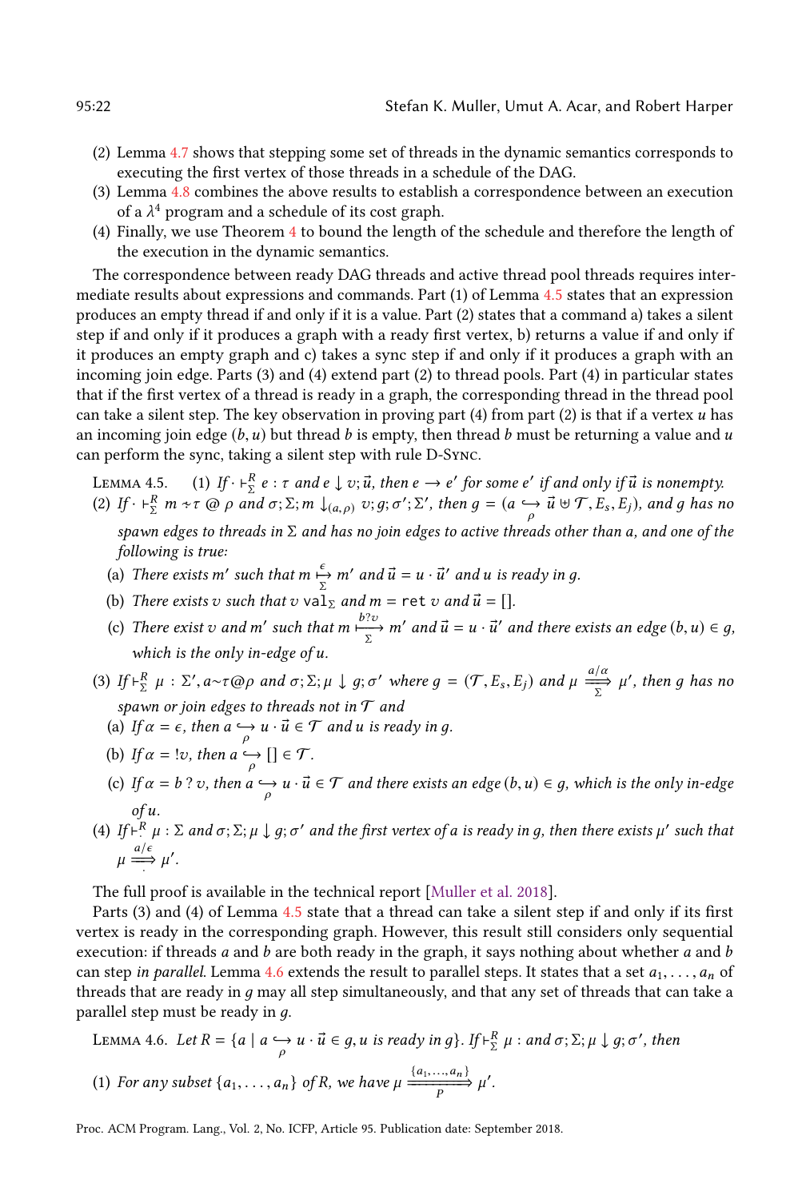(2) Lemma 4.7 shows that stepping some set of threads in the dynamic semantics corresponds to executing the first vertex of those threads in a schedule of the DAG.
(3) Lemma 4.8 combines the above results to establish a correspondence between an execution of a $\lambda^4$ program and a schedule of its cost graph.
(4) Finally, we use Theorem 4 to bound the length of the schedule and therefore the length of the execution in the dynamic semantics.

The correspondence between ready DAG threads and active thread pool threads requires intermediate results about expressions and commands. Part (1) of Lemma 4.5 states that an expression produces an empty thread if and only if it is a value. Part (2) states that a command a) takes a silent step if and only if it produces a graph with a ready first vertex, b) returns a value if and only if it produces an empty graph and c) takes a sync step if and only if it produces a graph with an incoming join edge. Parts (3) and (4) extend part (2) to thread pools. Part (4) in particular states that if the first vertex of a thread is ready in a graph, the corresponding thread in the thread pool can take a silent step. The key observation in proving part (4) from part (2) is that if a vertex $u$ has an incoming join edge $(b, u)$ but thread $b$ is empty, then thread $b$ must be returning a value and $u$ can perform the sync, taking a silent step with rule D-Sync.

Lemma 4.5. (1) *If* $\cdot \vdash^R_\Sigma e : \tau$ *and* $e \downarrow v; \vec{u}$, *then* $e \longrightarrow e'$ *for some* $e'$ *if and only if* $\vec{u}$ *is nonempty.*

(2) *If* $\cdot \vdash^R_\Sigma m \div \tau \mathbin{@} \rho$ *and* $\sigma; \Sigma; m \downarrow_{(a,\rho)} v; g; \sigma'; \Sigma'$, *then* $g = (a \underset{\rho}{\hookrightarrow} \vec{u} \uplus \mathcal{T}, E_s, E_j)$, *and* $g$ *has no spawn edges to threads in* $\Sigma$ *and has no join edges to active threads other than* $a$, *and one of the following is true:*

(a) *There exists* $m'$ *such that* $m \overset{\epsilon}{\underset{\Sigma}{\longmapsto}} m'$ *and* $\vec{u} = u \cdot \vec{u}'$ *and* $u$ *is ready in* $g$.

(b) *There exists* $v$ *such that* $v$ $\mathtt{val}_\Sigma$ *and* $m = \mathtt{ret}\ v$ *and* $\vec{u} = []$.

(c) *There exist* $v$ *and* $m'$ *such that* $m \overset{b?v}{\underset{\Sigma}{\longmapsto}} m'$ *and* $\vec{u} = u \cdot \vec{u}'$ *and there exists an edge* $(b, u) \in g$, *which is the only in-edge of* $u$.

(3) *If* $\vdash^R_\Sigma \mu : \Sigma', a{\sim}\tau @ \rho$ *and* $\sigma; \Sigma; \mu \downarrow g; \sigma'$ *where* $g = (\mathcal{T}, E_s, E_j)$ *and* $\mu \overset{a/\alpha}{\underset{\Sigma}{\Longrightarrow}} \mu'$, *then* $g$ *has no spawn or join edges to threads not in* $\mathcal{T}$ *and*

(a) *If* $\alpha = \epsilon$, *then* $a \underset{\rho}{\hookrightarrow} u \cdot \vec{u} \in \mathcal{T}$ *and* $u$ *is ready in* $g$.

(b) *If* $\alpha = !v$, *then* $a \underset{\rho}{\hookrightarrow} [] \in \mathcal{T}$.

(c) *If* $\alpha = b\ ?\ v$, *then* $a \underset{\rho}{\hookrightarrow} u \cdot \vec{u} \in \mathcal{T}$ *and there exists an edge* $(b, u) \in g$, *which is the only in-edge of* $u$.

(4) *If* $\vdash^R_\cdot \mu : \Sigma$ *and* $\sigma; \Sigma; \mu \downarrow g; \sigma'$ *and the first vertex of* $a$ *is ready in* $g$, *then there exists* $\mu'$ *such that* $\mu \overset{a/\epsilon}{\underset{\cdot}{\Longrightarrow}} \mu'$.

The full proof is available in the technical report [Muller et al. 2018].

Parts (3) and (4) of Lemma 4.5 state that a thread can take a silent step if and only if its first vertex is ready in the corresponding graph. However, this result still considers only sequential execution: if threads $a$ and $b$ are both ready in the graph, it says nothing about whether $a$ and $b$ can step *in parallel*. Lemma 4.6 extends the result to parallel steps. It states that a set $a_1, \ldots, a_n$ of threads that are ready in $g$ may all step simultaneously, and that any set of threads that can take a parallel step must be ready in $g$.

Lemma 4.6. *Let* $R = \{a \mid a \underset{\rho}{\hookrightarrow} u \cdot \vec{u} \in g, u \text{ is ready in } g\}$. *If* $\vdash^R_\Sigma \mu :$ *and* $\sigma; \Sigma; \mu \downarrow g; \sigma'$, *then*

(1) *For any subset* $\{a_1, \ldots, a_n\}$ *of* $R$, *we have* $\mu \overset{\{a_1,\ldots,a_n\}}{\underset{P}{\Longrightarrow}} \mu'$.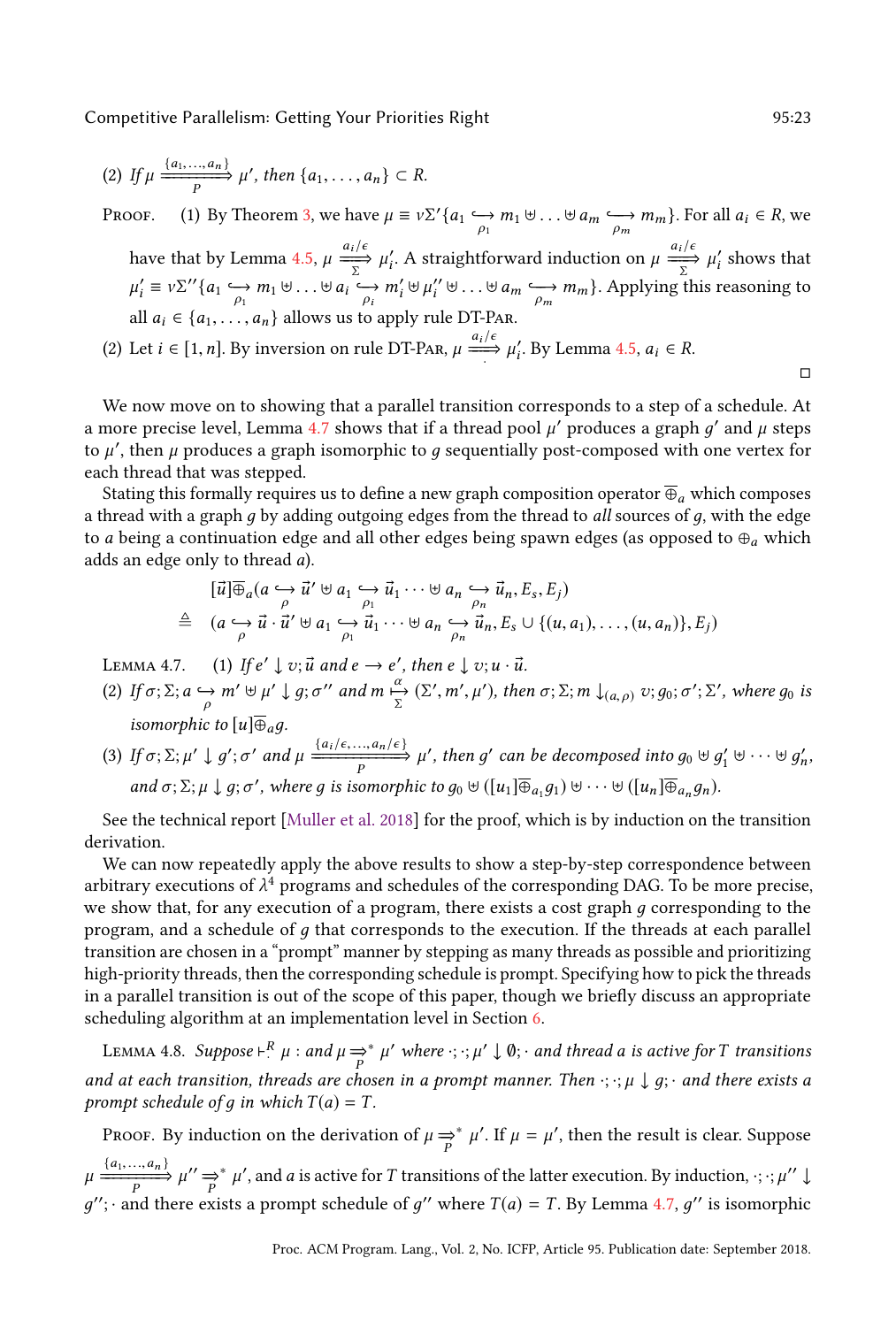(2) If $\mu \xRightarrow[P]{\{a_1,\ldots,a_n\}} \mu'$, then $\{a_1, \ldots, a_n\} \subset R$.

Proof. (1) By Theorem 3, we have $\mu \equiv \nu\Sigma'\{a_1 \underset{\rho_1}{\hookrightarrow} m_1 \uplus \ldots \uplus a_m \underset{\rho_m}{\hookrightarrow} m_m\}$. For all $a_i \in R$, we have that by Lemma 4.5, $\mu \xRightarrow[\Sigma]{a_i/\epsilon} \mu_i'$. A straightforward induction on $\mu \xRightarrow[\Sigma]{a_i/\epsilon} \mu_i'$ shows that $\mu_i' \equiv \nu\Sigma''\{a_1 \underset{\rho_1}{\hookrightarrow} m_1 \uplus \ldots \uplus a_i \underset{\rho_i}{\hookrightarrow} m_i' \uplus \mu_i'' \uplus \ldots \uplus a_m \underset{\rho_m}{\hookrightarrow} m_m\}$. Applying this reasoning to all $a_i \in \{a_1, \ldots, a_n\}$ allows us to apply rule DT-Par.

(2) Let $i \in [1, n]$. By inversion on rule DT-Par, $\mu \xRightarrow[\cdot]{a_i/\epsilon} \mu_i'$. By Lemma 4.5, $a_i \in R$. ◻

We now move on to showing that a parallel transition corresponds to a step of a schedule. At a more precise level, Lemma 4.7 shows that if a thread pool $\mu'$ produces a graph $g'$ and $\mu$ steps to $\mu'$, then $\mu$ produces a graph isomorphic to $g$ sequentially post-composed with one vertex for each thread that was stepped.

Stating this formally requires us to define a new graph composition operator $\overline{\oplus}_a$ which composes a thread with a graph $g$ by adding outgoing edges from the thread to *all* sources of $g$, with the edge to $a$ being a continuation edge and all other edges being spawn edges (as opposed to $\oplus_a$ which adds an edge only to thread $a$).

$$
\begin{aligned}
& [\vec{u}]\overline{\oplus}_a(a \underset{\rho}{\hookrightarrow} \vec{u}' \uplus a_1 \underset{\rho_1}{\hookrightarrow} \vec{u}_1 \cdots \uplus a_n \underset{\rho_n}{\hookrightarrow} \vec{u}_n, E_s, E_j) \\
\triangleq\; & (a \underset{\rho}{\hookrightarrow} \vec{u} \cdot \vec{u}' \uplus a_1 \underset{\rho_1}{\hookrightarrow} \vec{u}_1 \cdots \uplus a_n \underset{\rho_n}{\hookrightarrow} \vec{u}_n, E_s \cup \{(u, a_1), \ldots, (u, a_n)\}, E_j)
\end{aligned}
$$

Lemma 4.7. (1) *If $e' \downarrow v; \vec{u}$ and $e \to e'$, then $e \downarrow v; u \cdot \vec{u}$.*

(2) *If $\sigma; \Sigma; a \underset{\rho}{\hookrightarrow} m' \uplus \mu' \downarrow g; \sigma''$ and $m \underset{\Sigma}{\overset{\alpha}{\mapsto}} (\Sigma', m', \mu')$, then $\sigma; \Sigma; m \downarrow_{(a,\rho)} v; g_0; \sigma'; \Sigma'$, where $g_0$ is isomorphic to $[u]\overline{\oplus}_a g$.*

(3) *If $\sigma; \Sigma; \mu' \downarrow g'; \sigma'$ and $\mu \xRightarrow[P]{\{a_1/\epsilon,\ldots,a_n/\epsilon\}} \mu'$, then $g'$ can be decomposed into $g_0 \uplus g_1' \uplus \cdots \uplus g_n'$, and $\sigma; \Sigma; \mu \downarrow g; \sigma'$, where $g$ is isomorphic to $g_0 \uplus ([u_1]\overline{\oplus}_{a_1} g_1) \uplus \cdots \uplus ([u_n]\overline{\oplus}_{a_n} g_n)$.*

See the technical report [Muller et al. 2018] for the proof, which is by induction on the transition derivation.

We can now repeatedly apply the above results to show a step-by-step correspondence between arbitrary executions of $\lambda^4$ programs and schedules of the corresponding DAG. To be more precise, we show that, for any execution of a program, there exists a cost graph $g$ corresponding to the program, and a schedule of $g$ that corresponds to the execution. If the threads at each parallel transition are chosen in a "prompt" manner by stepping as many threads as possible and prioritizing high-priority threads, then the corresponding schedule is prompt. Specifying how to pick the threads in a parallel transition is out of the scope of this paper, though we briefly discuss an appropriate scheduling algorithm at an implementation level in Section 6.

Lemma 4.8. *Suppose $\vdash^R_{\cdot} \mu :$ and $\mu \xRightarrow[P]{}^* \mu'$ where $\cdot; \cdot; \mu' \downarrow \emptyset; \cdot$ and thread $a$ is active for $T$ transitions and at each transition, threads are chosen in a prompt manner. Then $\cdot; \cdot; \mu \downarrow g; \cdot$ and there exists a prompt schedule of $g$ in which $T(a) = T$.*

Proof. By induction on the derivation of $\mu \xRightarrow[P]{}^* \mu'$. If $\mu = \mu'$, then the result is clear. Suppose $\mu \xRightarrow[P]{\{a_1,\ldots,a_n\}} \mu'' \xRightarrow[P]{}^* \mu'$, and $a$ is active for $T$ transitions of the latter execution. By induction, $\cdot; \cdot; \mu'' \downarrow g''; \cdot$ and there exists a prompt schedule of $g''$ where $T(a) = T$. By Lemma 4.7, $g''$ is isomorphic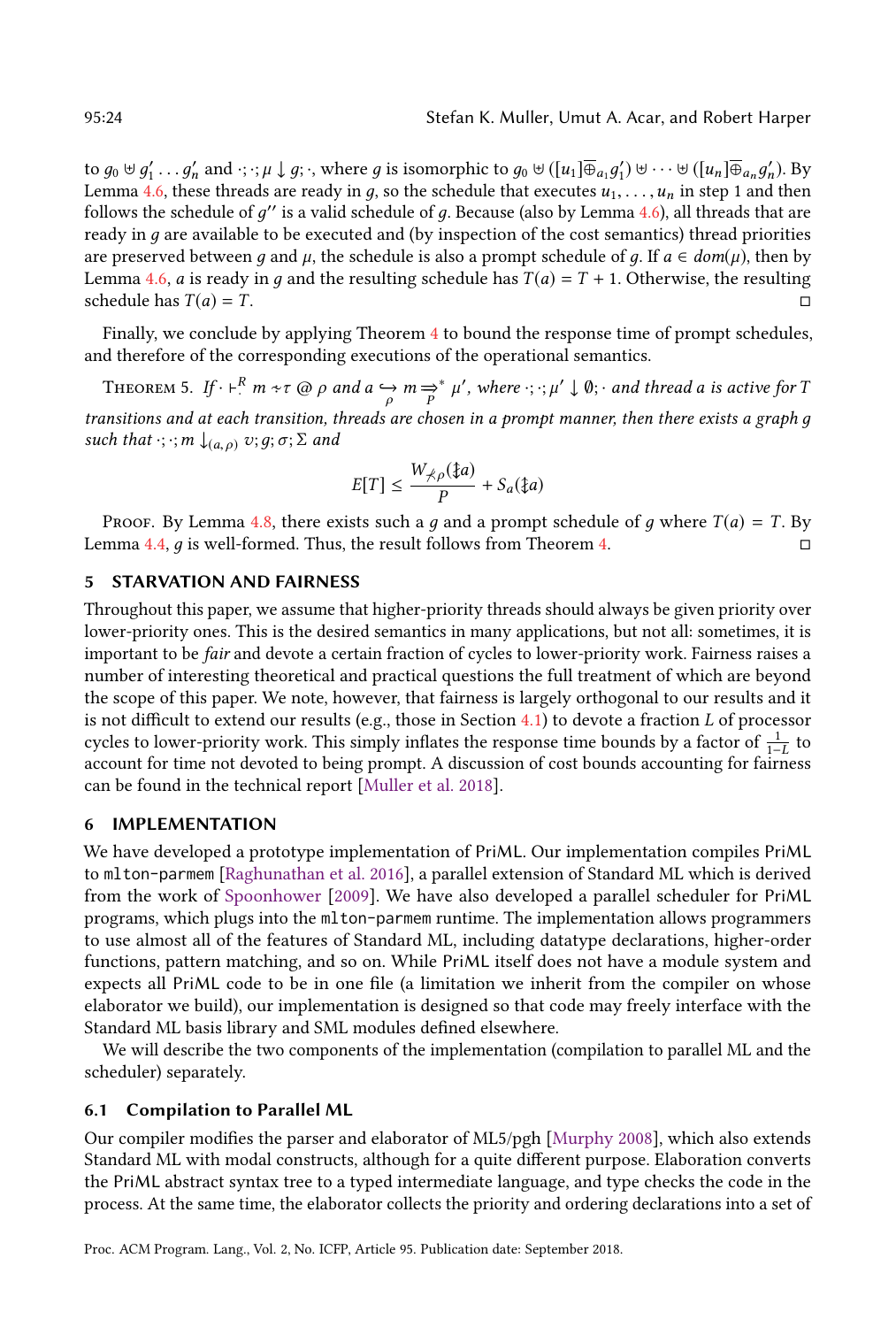to $g_0 \uplus g'_1 \dots g'_n$ and $\cdot;\cdot;\mu \downarrow g;\cdot$, where $g$ is isomorphic to $g_0 \uplus ([u_1]\overline{\oplus}_{a_1} g'_1) \uplus \cdots \uplus ([u_n]\overline{\oplus}_{a_n} g'_n)$. By Lemma 4.6, these threads are ready in $g$, so the schedule that executes $u_1, \dots, u_n$ in step 1 and then follows the schedule of $g''$ is a valid schedule of $g$. Because (also by Lemma 4.6), all threads that are ready in $g$ are available to be executed and (by inspection of the cost semantics) thread priorities are preserved between $g$ and $\mu$, the schedule is also a prompt schedule of $g$. If $a \in dom(\mu)$, then by Lemma 4.6, $a$ is ready in $g$ and the resulting schedule has $T(a) = T + 1$. Otherwise, the resulting schedule has $T(a) = T$. □

Finally, we conclude by applying Theorem 4 to bound the response time of prompt schedules, and therefore of the corresponding executions of the operational semantics.

Theorem 5. *If* $\cdot \vdash^R_\cdot m \div \tau \;@\; \rho$ *and* $a \underset{\rho}{\hookrightarrow} m \underset{P}{\Rightarrow}^* \mu'$*, where* $\cdot;\cdot;\mu' \downarrow \emptyset;\cdot$ *and thread* $a$ *is active for* $T$ *transitions and at each transition, threads are chosen in a prompt manner, then there exists a graph* $g$ *such that* $\cdot;\cdot;m \downarrow_{(a,\rho)} v; g; \sigma; \Sigma$ *and*

$$E[T] \leq \frac{W_{\not<\rho}(\ddagger a)}{P} + S_a(\ddagger a)$$

Proof. By Lemma 4.8, there exists such a $g$ and a prompt schedule of $g$ where $T(a) = T$. By Lemma 4.4, $g$ is well-formed. Thus, the result follows from Theorem 4. □

## 5 STARVATION AND FAIRNESS

Throughout this paper, we assume that higher-priority threads should always be given priority over lower-priority ones. This is the desired semantics in many applications, but not all: sometimes, it is important to be *fair* and devote a certain fraction of cycles to lower-priority work. Fairness raises a number of interesting theoretical and practical questions the full treatment of which are beyond the scope of this paper. We note, however, that fairness is largely orthogonal to our results and it is not difficult to extend our results (e.g., those in Section 4.1) to devote a fraction $L$ of processor cycles to lower-priority work. This simply inflates the response time bounds by a factor of $\frac{1}{1-L}$ to account for time not devoted to being prompt. A discussion of cost bounds accounting for fairness can be found in the technical report [Muller et al. 2018].

## 6 IMPLEMENTATION

We have developed a prototype implementation of PriML. Our implementation compiles PriML to `mlton-parmem` [Raghunathan et al. 2016], a parallel extension of Standard ML which is derived from the work of Spoonhower [2009]. We have also developed a parallel scheduler for PriML programs, which plugs into the `mlton-parmem` runtime. The implementation allows programmers to use almost all of the features of Standard ML, including datatype declarations, higher-order functions, pattern matching, and so on. While PriML itself does not have a module system and expects all PriML code to be in one file (a limitation we inherit from the compiler on whose elaborator we build), our implementation is designed so that code may freely interface with the Standard ML basis library and SML modules defined elsewhere.

We will describe the two components of the implementation (compilation to parallel ML and the scheduler) separately.

### 6.1 Compilation to Parallel ML

Our compiler modifies the parser and elaborator of ML5/pgh [Murphy 2008], which also extends Standard ML with modal constructs, although for a quite different purpose. Elaboration converts the PriML abstract syntax tree to a typed intermediate language, and type checks the code in the process. At the same time, the elaborator collects the priority and ordering declarations into a set of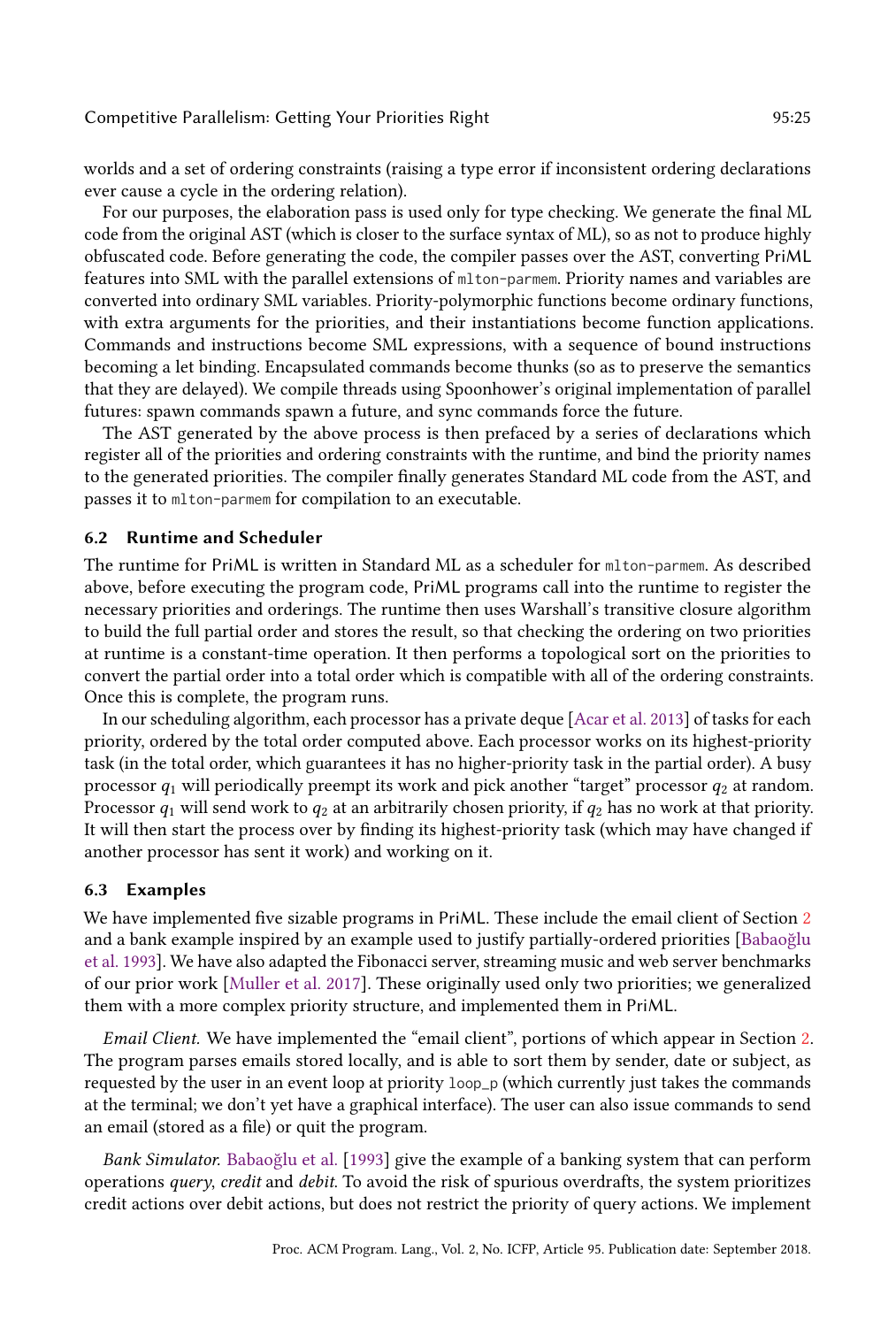worlds and a set of ordering constraints (raising a type error if inconsistent ordering declarations ever cause a cycle in the ordering relation).

For our purposes, the elaboration pass is used only for type checking. We generate the final ML code from the original AST (which is closer to the surface syntax of ML), so as not to produce highly obfuscated code. Before generating the code, the compiler passes over the AST, converting PriML features into SML with the parallel extensions of `mlton-parmem`. Priority names and variables are converted into ordinary SML variables. Priority-polymorphic functions become ordinary functions, with extra arguments for the priorities, and their instantiations become function applications. Commands and instructions become SML expressions, with a sequence of bound instructions becoming a let binding. Encapsulated commands become thunks (so as to preserve the semantics that they are delayed). We compile threads using Spoonhower's original implementation of parallel futures: spawn commands spawn a future, and sync commands force the future.

The AST generated by the above process is then prefaced by a series of declarations which register all of the priorities and ordering constraints with the runtime, and bind the priority names to the generated priorities. The compiler finally generates Standard ML code from the AST, and passes it to `mlton-parmem` for compilation to an executable.

### 6.2 Runtime and Scheduler

The runtime for PriML is written in Standard ML as a scheduler for `mlton-parmem`. As described above, before executing the program code, PriML programs call into the runtime to register the necessary priorities and orderings. The runtime then uses Warshall's transitive closure algorithm to build the full partial order and stores the result, so that checking the ordering on two priorities at runtime is a constant-time operation. It then performs a topological sort on the priorities to convert the partial order into a total order which is compatible with all of the ordering constraints. Once this is complete, the program runs.

In our scheduling algorithm, each processor has a private deque [Acar et al. 2013] of tasks for each priority, ordered by the total order computed above. Each processor works on its highest-priority task (in the total order, which guarantees it has no higher-priority task in the partial order). A busy processor $q_1$ will periodically preempt its work and pick another "target" processor $q_2$ at random. Processor $q_1$ will send work to $q_2$ at an arbitrarily chosen priority, if $q_2$ has no work at that priority. It will then start the process over by finding its highest-priority task (which may have changed if another processor has sent it work) and working on it.

### 6.3 Examples

We have implemented five sizable programs in PriML. These include the email client of Section 2 and a bank example inspired by an example used to justify partially-ordered priorities [Babaoğlu et al. 1993]. We have also adapted the Fibonacci server, streaming music and web server benchmarks of our prior work [Muller et al. 2017]. These originally used only two priorities; we generalized them with a more complex priority structure, and implemented them in PriML.

*Email Client.* We have implemented the "email client", portions of which appear in Section 2. The program parses emails stored locally, and is able to sort them by sender, date or subject, as requested by the user in an event loop at priority `loop_p` (which currently just takes the commands at the terminal; we don't yet have a graphical interface). The user can also issue commands to send an email (stored as a file) or quit the program.

*Bank Simulator.* Babaoğlu et al. [1993] give the example of a banking system that can perform operations *query*, *credit* and *debit*. To avoid the risk of spurious overdrafts, the system prioritizes credit actions over debit actions, but does not restrict the priority of query actions. We implement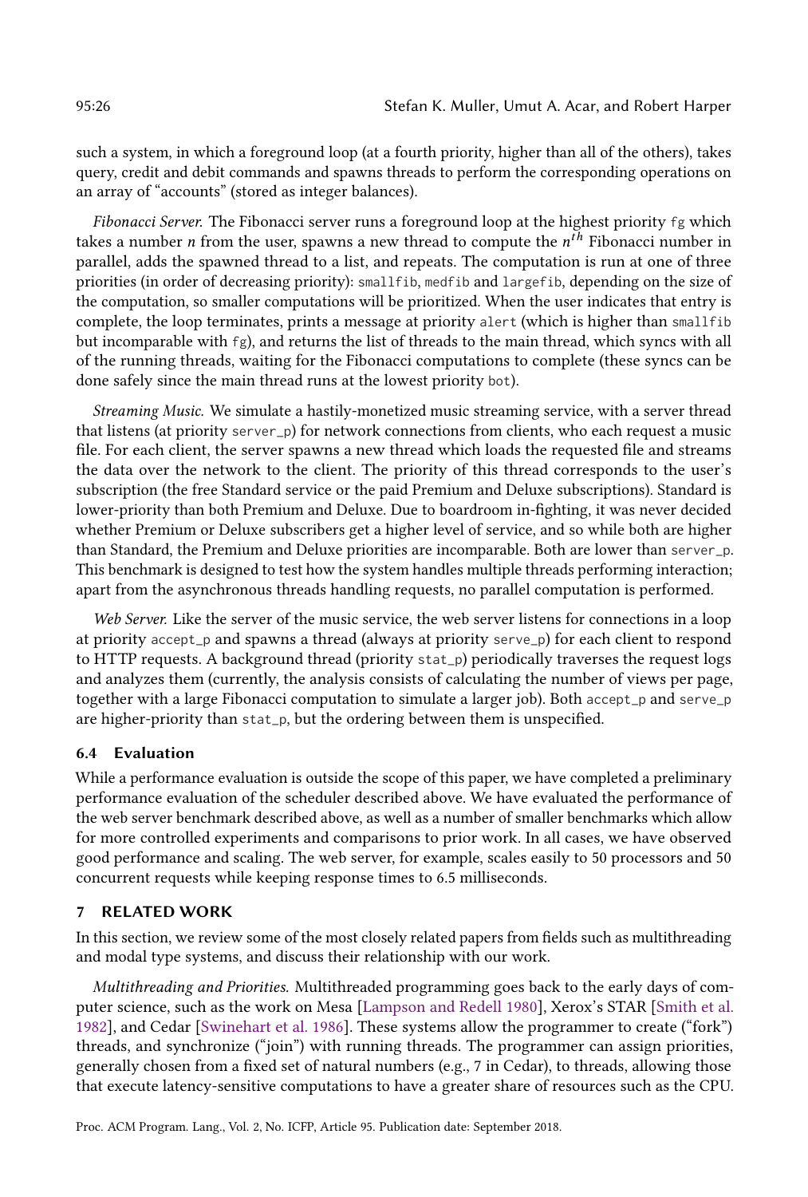such a system, in which a foreground loop (at a fourth priority, higher than all of the others), takes query, credit and debit commands and spawns threads to perform the corresponding operations on an array of "accounts" (stored as integer balances).

*Fibonacci Server.* The Fibonacci server runs a foreground loop at the highest priority `fg` which takes a number $n$ from the user, spawns a new thread to compute the $n^{th}$ Fibonacci number in parallel, adds the spawned thread to a list, and repeats. The computation is run at one of three priorities (in order of decreasing priority): `smallfib`, `medfib` and `largefib`, depending on the size of the computation, so smaller computations will be prioritized. When the user indicates that entry is complete, the loop terminates, prints a message at priority `alert` (which is higher than `smallfib` but incomparable with `fg`), and returns the list of threads to the main thread, which syncs with all of the running threads, waiting for the Fibonacci computations to complete (these syncs can be done safely since the main thread runs at the lowest priority `bot`).

*Streaming Music.* We simulate a hastily-monetized music streaming service, with a server thread that listens (at priority `server_p`) for network connections from clients, who each request a music file. For each client, the server spawns a new thread which loads the requested file and streams the data over the network to the client. The priority of this thread corresponds to the user's subscription (the free Standard service or the paid Premium and Deluxe subscriptions). Standard is lower-priority than both Premium and Deluxe. Due to boardroom in-fighting, it was never decided whether Premium or Deluxe subscribers get a higher level of service, and so while both are higher than Standard, the Premium and Deluxe priorities are incomparable. Both are lower than `server_p`. This benchmark is designed to test how the system handles multiple threads performing interaction; apart from the asynchronous threads handling requests, no parallel computation is performed.

*Web Server.* Like the server of the music service, the web server listens for connections in a loop at priority `accept_p` and spawns a thread (always at priority `serve_p`) for each client to respond to HTTP requests. A background thread (priority `stat_p`) periodically traverses the request logs and analyzes them (currently, the analysis consists of calculating the number of views per page, together with a large Fibonacci computation to simulate a larger job). Both `accept_p` and `serve_p` are higher-priority than `stat_p`, but the ordering between them is unspecified.

### 6.4 Evaluation

While a performance evaluation is outside the scope of this paper, we have completed a preliminary performance evaluation of the scheduler described above. We have evaluated the performance of the web server benchmark described above, as well as a number of smaller benchmarks which allow for more controlled experiments and comparisons to prior work. In all cases, we have observed good performance and scaling. The web server, for example, scales easily to 50 processors and 50 concurrent requests while keeping response times to 6.5 milliseconds.

## 7 RELATED WORK

In this section, we review some of the most closely related papers from fields such as multithreading and modal type systems, and discuss their relationship with our work.

*Multithreading and Priorities.* Multithreaded programming goes back to the early days of computer science, such as the work on Mesa [Lampson and Redell 1980], Xerox's STAR [Smith et al. 1982], and Cedar [Swinehart et al. 1986]. These systems allow the programmer to create ("fork") threads, and synchronize ("join") with running threads. The programmer can assign priorities, generally chosen from a fixed set of natural numbers (e.g., 7 in Cedar), to threads, allowing those that execute latency-sensitive computations to have a greater share of resources such as the CPU.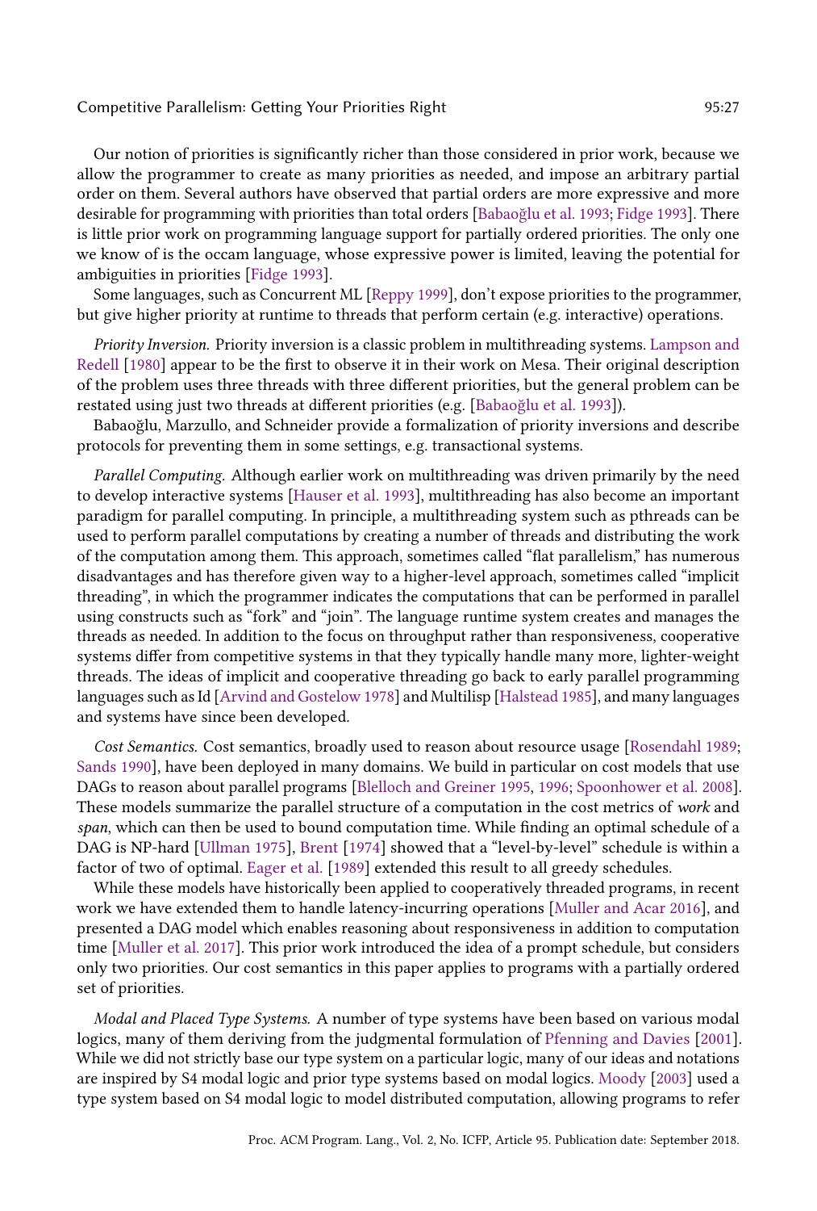Our notion of priorities is significantly richer than those considered in prior work, because we allow the programmer to create as many priorities as needed, and impose an arbitrary partial order on them. Several authors have observed that partial orders are more expressive and more desirable for programming with priorities than total orders [Babaoğlu et al. 1993; Fidge 1993]. There is little prior work on programming language support for partially ordered priorities. The only one we know of is the occam language, whose expressive power is limited, leaving the potential for ambiguities in priorities [Fidge 1993].

Some languages, such as Concurrent ML [Reppy 1999], don't expose priorities to the programmer, but give higher priority at runtime to threads that perform certain (e.g. interactive) operations.

*Priority Inversion.* Priority inversion is a classic problem in multithreading systems. Lampson and Redell [1980] appear to be the first to observe it in their work on Mesa. Their original description of the problem uses three threads with three different priorities, but the general problem can be restated using just two threads at different priorities (e.g. [Babaoğlu et al. 1993]).

Babaoğlu, Marzullo, and Schneider provide a formalization of priority inversions and describe protocols for preventing them in some settings, e.g. transactional systems.

*Parallel Computing.* Although earlier work on multithreading was driven primarily by the need to develop interactive systems [Hauser et al. 1993], multithreading has also become an important paradigm for parallel computing. In principle, a multithreading system such as pthreads can be used to perform parallel computations by creating a number of threads and distributing the work of the computation among them. This approach, sometimes called "flat parallelism," has numerous disadvantages and has therefore given way to a higher-level approach, sometimes called "implicit threading", in which the programmer indicates the computations that can be performed in parallel using constructs such as "fork" and "join". The language runtime system creates and manages the threads as needed. In addition to the focus on throughput rather than responsiveness, cooperative systems differ from competitive systems in that they typically handle many more, lighter-weight threads. The ideas of implicit and cooperative threading go back to early parallel programming languages such as Id [Arvind and Gostelow 1978] and Multilisp [Halstead 1985], and many languages and systems have since been developed.

*Cost Semantics.* Cost semantics, broadly used to reason about resource usage [Rosendahl 1989; Sands 1990], have been deployed in many domains. We build in particular on cost models that use DAGs to reason about parallel programs [Blelloch and Greiner 1995, 1996; Spoonhower et al. 2008]. These models summarize the parallel structure of a computation in the cost metrics of *work* and *span*, which can then be used to bound computation time. While finding an optimal schedule of a DAG is NP-hard [Ullman 1975], Brent [1974] showed that a "level-by-level" schedule is within a factor of two of optimal. Eager et al. [1989] extended this result to all greedy schedules.

While these models have historically been applied to cooperatively threaded programs, in recent work we have extended them to handle latency-incurring operations [Muller and Acar 2016], and presented a DAG model which enables reasoning about responsiveness in addition to computation time [Muller et al. 2017]. This prior work introduced the idea of a prompt schedule, but considers only two priorities. Our cost semantics in this paper applies to programs with a partially ordered set of priorities.

*Modal and Placed Type Systems.* A number of type systems have been based on various modal logics, many of them deriving from the judgmental formulation of Pfenning and Davies [2001]. While we did not strictly base our type system on a particular logic, many of our ideas and notations are inspired by S4 modal logic and prior type systems based on modal logics. Moody [2003] used a type system based on S4 modal logic to model distributed computation, allowing programs to refer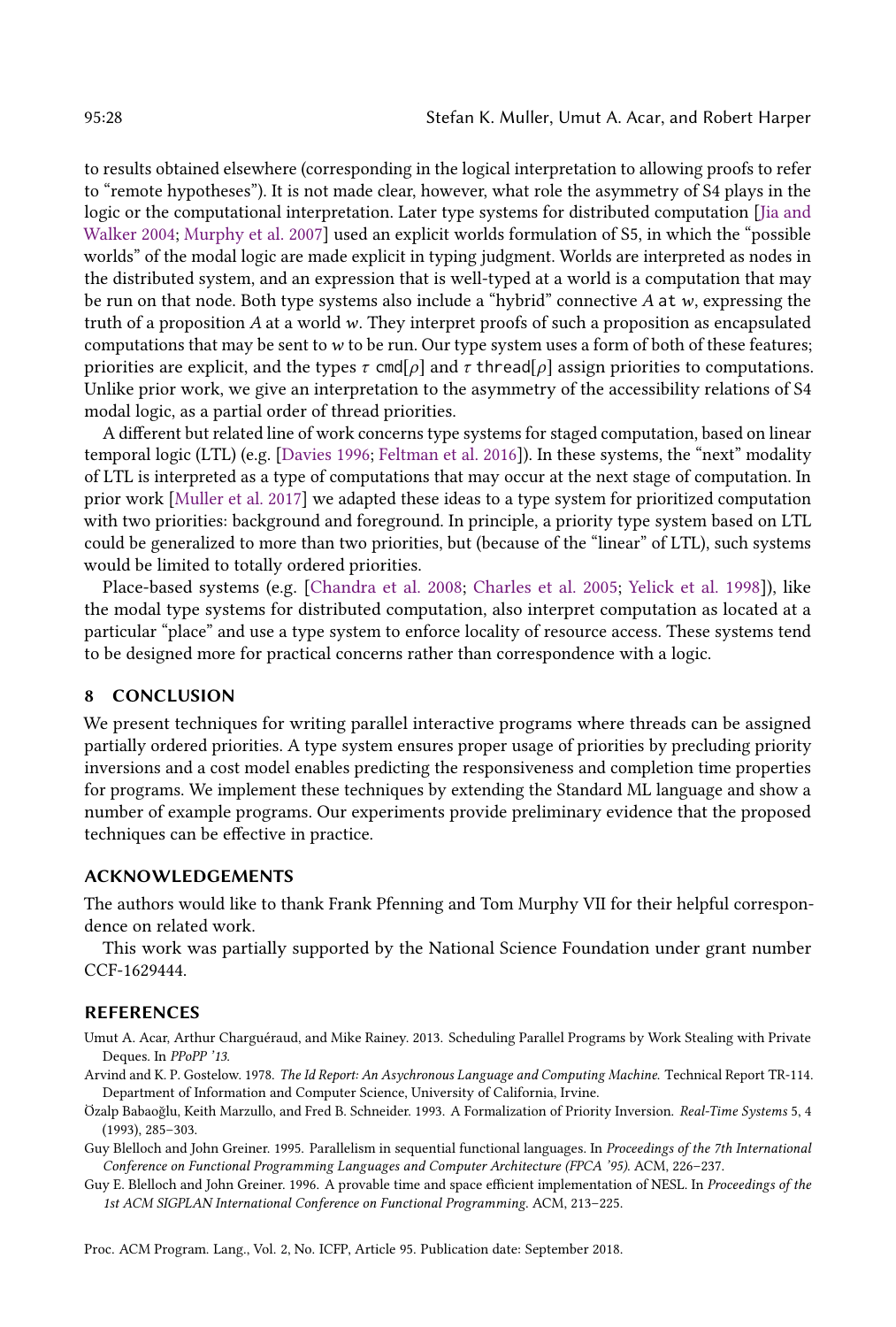to results obtained elsewhere (corresponding in the logical interpretation to allowing proofs to refer to "remote hypotheses"). It is not made clear, however, what role the asymmetry of S4 plays in the logic or the computational interpretation. Later type systems for distributed computation [Jia and Walker 2004; Murphy et al. 2007] used an explicit worlds formulation of S5, in which the "possible worlds" of the modal logic are made explicit in typing judgment. Worlds are interpreted as nodes in the distributed system, and an expression that is well-typed at a world is a computation that may be run on that node. Both type systems also include a "hybrid" connective $A$ at $w$, expressing the truth of a proposition $A$ at a world $w$. They interpret proofs of such a proposition as encapsulated computations that may be sent to $w$ to be run. Our type system uses a form of both of these features; priorities are explicit, and the types $\tau$ cmd$[\rho]$ and $\tau$ thread$[\rho]$ assign priorities to computations. Unlike prior work, we give an interpretation to the asymmetry of the accessibility relations of S4 modal logic, as a partial order of thread priorities.

A different but related line of work concerns type systems for staged computation, based on linear temporal logic (LTL) (e.g. [Davies 1996; Feltman et al. 2016]). In these systems, the "next" modality of LTL is interpreted as a type of computations that may occur at the next stage of computation. In prior work [Muller et al. 2017] we adapted these ideas to a type system for prioritized computation with two priorities: background and foreground. In principle, a priority type system based on LTL could be generalized to more than two priorities, but (because of the "linear" of LTL), such systems would be limited to totally ordered priorities.

Place-based systems (e.g. [Chandra et al. 2008; Charles et al. 2005; Yelick et al. 1998]), like the modal type systems for distributed computation, also interpret computation as located at a particular "place" and use a type system to enforce locality of resource access. These systems tend to be designed more for practical concerns rather than correspondence with a logic.

## 8 CONCLUSION

We present techniques for writing parallel interactive programs where threads can be assigned partially ordered priorities. A type system ensures proper usage of priorities by precluding priority inversions and a cost model enables predicting the responsiveness and completion time properties for programs. We implement these techniques by extending the Standard ML language and show a number of example programs. Our experiments provide preliminary evidence that the proposed techniques can be effective in practice.

## ACKNOWLEDGEMENTS

The authors would like to thank Frank Pfenning and Tom Murphy VII for their helpful correspondence on related work.

This work was partially supported by the National Science Foundation under grant number CCF-1629444.

## REFERENCES

Umut A. Acar, Arthur Charguéraud, and Mike Rainey. 2013. Scheduling Parallel Programs by Work Stealing with Private Deques. In *PPoPP '13*.

Arvind and K. P. Gostelow. 1978. *The Id Report: An Asychronous Language and Computing Machine.* Technical Report TR-114. Department of Information and Computer Science, University of California, Irvine.

Özalp Babaoğlu, Keith Marzullo, and Fred B. Schneider. 1993. A Formalization of Priority Inversion. *Real-Time Systems* 5, 4 (1993), 285–303.

Guy Blelloch and John Greiner. 1995. Parallelism in sequential functional languages. In *Proceedings of the 7th International Conference on Functional Programming Languages and Computer Architecture (FPCA '95)*. ACM, 226–237.

Guy E. Blelloch and John Greiner. 1996. A provable time and space efficient implementation of NESL. In *Proceedings of the 1st ACM SIGPLAN International Conference on Functional Programming*. ACM, 213–225.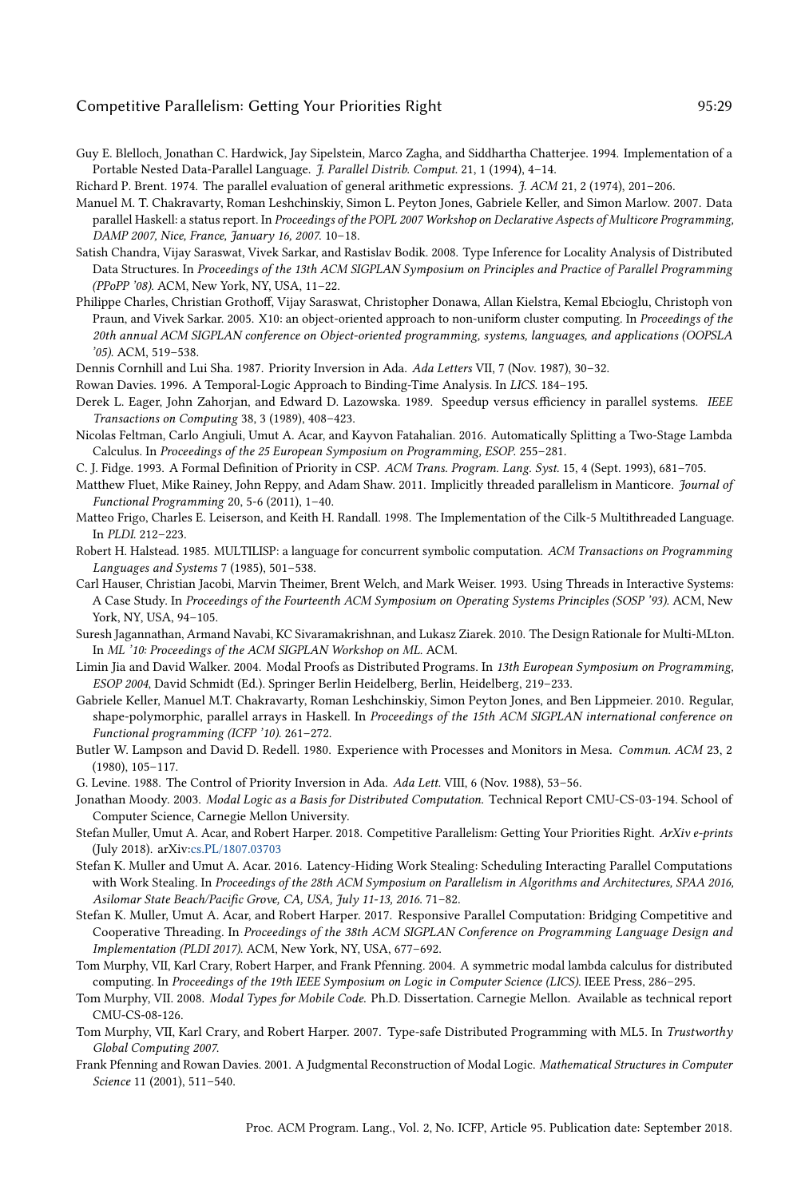Guy E. Blelloch, Jonathan C. Hardwick, Jay Sipelstein, Marco Zagha, and Siddhartha Chatterjee. 1994. Implementation of a Portable Nested Data-Parallel Language. *J. Parallel Distrib. Comput.* 21, 1 (1994), 4–14.

Richard P. Brent. 1974. The parallel evaluation of general arithmetic expressions. *J. ACM* 21, 2 (1974), 201–206.

Manuel M. T. Chakravarty, Roman Leshchinskiy, Simon L. Peyton Jones, Gabriele Keller, and Simon Marlow. 2007. Data parallel Haskell: a status report. In *Proceedings of the POPL 2007 Workshop on Declarative Aspects of Multicore Programming, DAMP 2007, Nice, France, January 16, 2007*. 10–18.

Satish Chandra, Vijay Saraswat, Vivek Sarkar, and Rastislav Bodik. 2008. Type Inference for Locality Analysis of Distributed Data Structures. In *Proceedings of the 13th ACM SIGPLAN Symposium on Principles and Practice of Parallel Programming (PPoPP '08)*. ACM, New York, NY, USA, 11–22.

Philippe Charles, Christian Grothoff, Vijay Saraswat, Christopher Donawa, Allan Kielstra, Kemal Ebcioglu, Christoph von Praun, and Vivek Sarkar. 2005. X10: an object-oriented approach to non-uniform cluster computing. In *Proceedings of the 20th annual ACM SIGPLAN conference on Object-oriented programming, systems, languages, and applications (OOPSLA '05)*. ACM, 519–538.

Dennis Cornhill and Lui Sha. 1987. Priority Inversion in Ada. *Ada Letters* VII, 7 (Nov. 1987), 30–32.

Rowan Davies. 1996. A Temporal-Logic Approach to Binding-Time Analysis. In *LICS*. 184–195.

Derek L. Eager, John Zahorjan, and Edward D. Lazowska. 1989. Speedup versus efficiency in parallel systems. *IEEE Transactions on Computing* 38, 3 (1989), 408–423.

Nicolas Feltman, Carlo Angiuli, Umut A. Acar, and Kayvon Fatahalian. 2016. Automatically Splitting a Two-Stage Lambda Calculus. In *Proceedings of the 25 European Symposium on Programming, ESOP*. 255–281.

C. J. Fidge. 1993. A Formal Definition of Priority in CSP. *ACM Trans. Program. Lang. Syst.* 15, 4 (Sept. 1993), 681–705.

Matthew Fluet, Mike Rainey, John Reppy, and Adam Shaw. 2011. Implicitly threaded parallelism in Manticore. *Journal of Functional Programming* 20, 5-6 (2011), 1–40.

Matteo Frigo, Charles E. Leiserson, and Keith H. Randall. 1998. The Implementation of the Cilk-5 Multithreaded Language. In *PLDI*. 212–223.

Robert H. Halstead. 1985. MULTILISP: a language for concurrent symbolic computation. *ACM Transactions on Programming Languages and Systems* 7 (1985), 501–538.

Carl Hauser, Christian Jacobi, Marvin Theimer, Brent Welch, and Mark Weiser. 1993. Using Threads in Interactive Systems: A Case Study. In *Proceedings of the Fourteenth ACM Symposium on Operating Systems Principles (SOSP '93)*. ACM, New York, NY, USA, 94–105.

Suresh Jagannathan, Armand Navabi, KC Sivaramakrishnan, and Lukasz Ziarek. 2010. The Design Rationale for Multi-MLton. In *ML '10: Proceedings of the ACM SIGPLAN Workshop on ML*. ACM.

Limin Jia and David Walker. 2004. Modal Proofs as Distributed Programs. In *13th European Symposium on Programming, ESOP 2004*, David Schmidt (Ed.). Springer Berlin Heidelberg, Berlin, Heidelberg, 219–233.

Gabriele Keller, Manuel M.T. Chakravarty, Roman Leshchinskiy, Simon Peyton Jones, and Ben Lippmeier. 2010. Regular, shape-polymorphic, parallel arrays in Haskell. In *Proceedings of the 15th ACM SIGPLAN international conference on Functional programming (ICFP '10)*. 261–272.

Butler W. Lampson and David D. Redell. 1980. Experience with Processes and Monitors in Mesa. *Commun. ACM* 23, 2 (1980), 105–117.

G. Levine. 1988. The Control of Priority Inversion in Ada. *Ada Lett.* VIII, 6 (Nov. 1988), 53–56.

Jonathan Moody. 2003. *Modal Logic as a Basis for Distributed Computation*. Technical Report CMU-CS-03-194. School of Computer Science, Carnegie Mellon University.

Stefan Muller, Umut A. Acar, and Robert Harper. 2018. Competitive Parallelism: Getting Your Priorities Right. *ArXiv e-prints* (July 2018). arXiv:cs.PL/1807.03703

Stefan K. Muller and Umut A. Acar. 2016. Latency-Hiding Work Stealing: Scheduling Interacting Parallel Computations with Work Stealing. In *Proceedings of the 28th ACM Symposium on Parallelism in Algorithms and Architectures, SPAA 2016, Asilomar State Beach/Pacific Grove, CA, USA, July 11-13, 2016*. 71–82.

Stefan K. Muller, Umut A. Acar, and Robert Harper. 2017. Responsive Parallel Computation: Bridging Competitive and Cooperative Threading. In *Proceedings of the 38th ACM SIGPLAN Conference on Programming Language Design and Implementation (PLDI 2017)*. ACM, New York, NY, USA, 677–692.

Tom Murphy, VII, Karl Crary, Robert Harper, and Frank Pfenning. 2004. A symmetric modal lambda calculus for distributed computing. In *Proceedings of the 19th IEEE Symposium on Logic in Computer Science (LICS)*. IEEE Press, 286–295.

Tom Murphy, VII. 2008. *Modal Types for Mobile Code*. Ph.D. Dissertation. Carnegie Mellon. Available as technical report CMU-CS-08-126.

Tom Murphy, VII, Karl Crary, and Robert Harper. 2007. Type-safe Distributed Programming with ML5. In *Trustworthy Global Computing 2007*.

Frank Pfenning and Rowan Davies. 2001. A Judgmental Reconstruction of Modal Logic. *Mathematical Structures in Computer Science* 11 (2001), 511–540.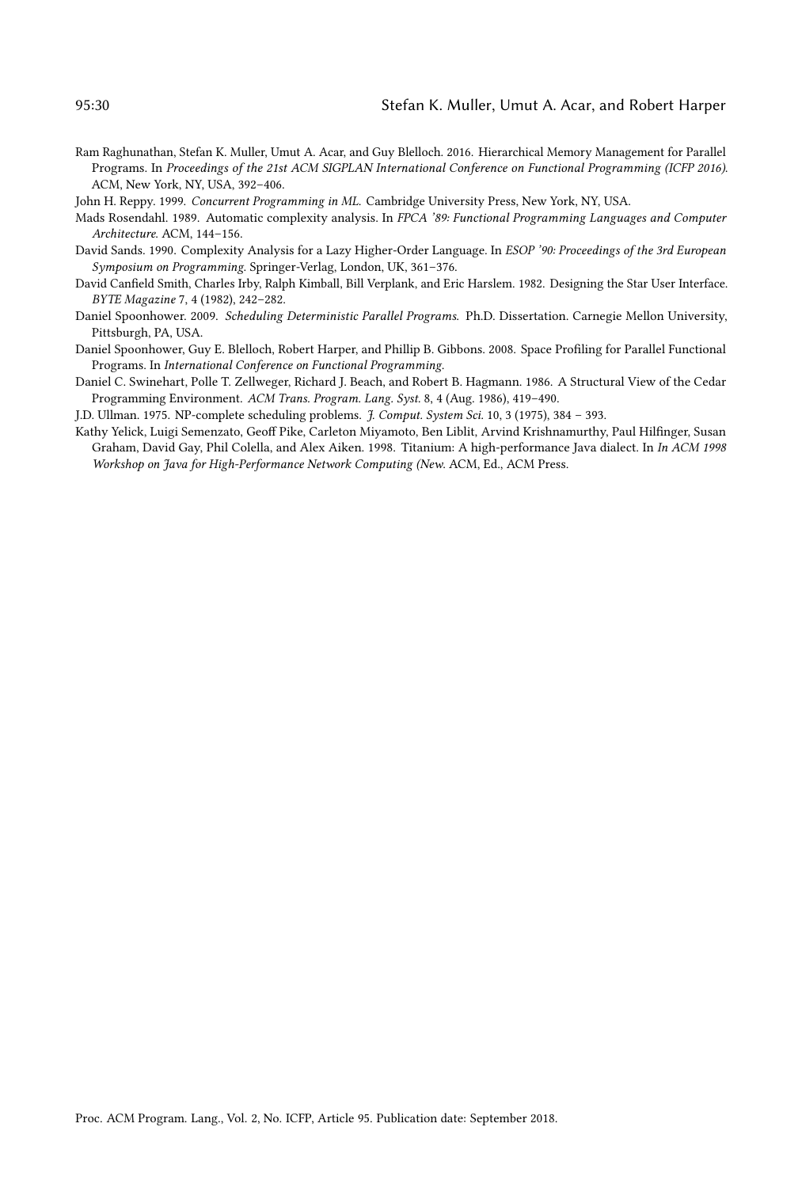Ram Raghunathan, Stefan K. Muller, Umut A. Acar, and Guy Blelloch. 2016. Hierarchical Memory Management for Parallel Programs. In *Proceedings of the 21st ACM SIGPLAN International Conference on Functional Programming (ICFP 2016)*. ACM, New York, NY, USA, 392–406.

John H. Reppy. 1999. *Concurrent Programming in ML*. Cambridge University Press, New York, NY, USA.

Mads Rosendahl. 1989. Automatic complexity analysis. In *FPCA '89: Functional Programming Languages and Computer Architecture*. ACM, 144–156.

David Sands. 1990. Complexity Analysis for a Lazy Higher-Order Language. In *ESOP '90: Proceedings of the 3rd European Symposium on Programming*. Springer-Verlag, London, UK, 361–376.

David Canfield Smith, Charles Irby, Ralph Kimball, Bill Verplank, and Eric Harslem. 1982. Designing the Star User Interface. *BYTE Magazine* 7, 4 (1982), 242–282.

Daniel Spoonhower. 2009. *Scheduling Deterministic Parallel Programs*. Ph.D. Dissertation. Carnegie Mellon University, Pittsburgh, PA, USA.

Daniel Spoonhower, Guy E. Blelloch, Robert Harper, and Phillip B. Gibbons. 2008. Space Profiling for Parallel Functional Programs. In *International Conference on Functional Programming*.

Daniel C. Swinehart, Polle T. Zellweger, Richard J. Beach, and Robert B. Hagmann. 1986. A Structural View of the Cedar Programming Environment. *ACM Trans. Program. Lang. Syst.* 8, 4 (Aug. 1986), 419–490.

J.D. Ullman. 1975. NP-complete scheduling problems. *J. Comput. System Sci.* 10, 3 (1975), 384 – 393.

Kathy Yelick, Luigi Semenzato, Geoff Pike, Carleton Miyamoto, Ben Liblit, Arvind Krishnamurthy, Paul Hilfinger, Susan Graham, David Gay, Phil Colella, and Alex Aiken. 1998. Titanium: A high-performance Java dialect. In *In ACM 1998 Workshop on Java for High-Performance Network Computing (New*. ACM, Ed., ACM Press.